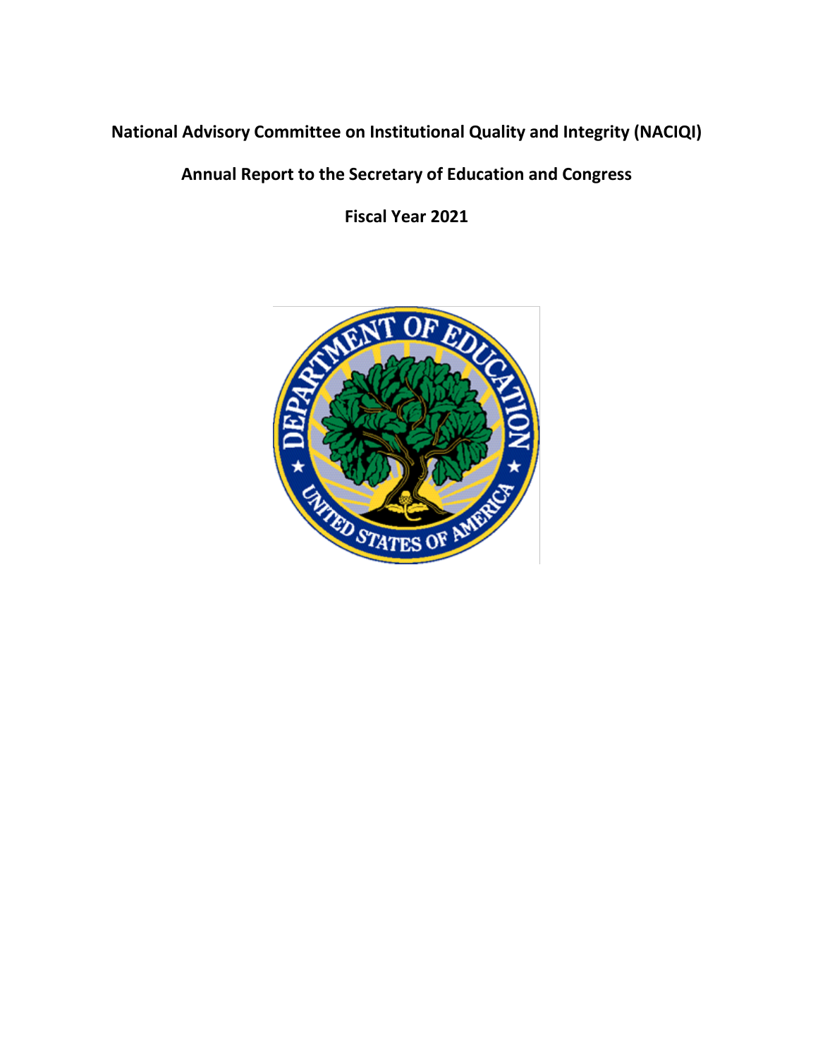# National Advisory Committee on Institutional Quality and Integrity (NACIQI)

## Annual Report to the Secretary of Education and Congress

## Fiscal Year 2021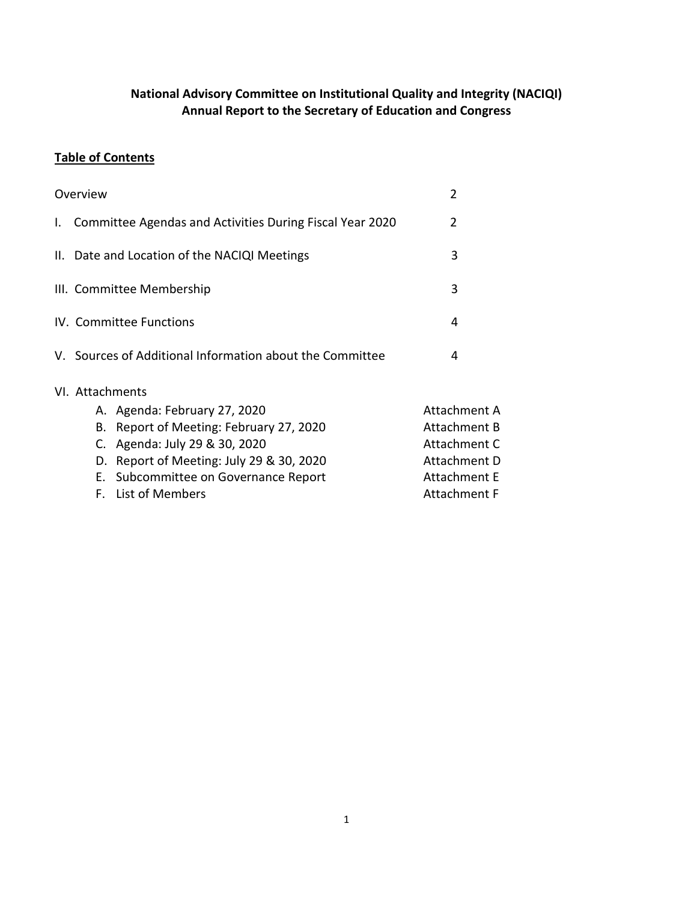**National Advisory Committee on Institutional Quality and Integrity (NACIQI)**
**Annual Report to the Secretary of Education and Congress**

**Table of Contents**

| | |
|---|---|
| Overview | 2 |
| I. Committee Agendas and Activities During Fiscal Year 2020 | 2 |
| II. Date and Location of the NACIQI Meetings | 3 |
| III. Committee Membership | 3 |
| IV. Committee Functions | 4 |
| V. Sources of Additional Information about the Committee | 4 |
| VI. Attachments | |
| A. Agenda: February 27, 2020 | Attachment A |
| B. Report of Meeting: February 27, 2020 | Attachment B |
| C. Agenda: July 29 & 30, 2020 | Attachment C |
| D. Report of Meeting: July 29 & 30, 2020 | Attachment D |
| E. Subcommittee on Governance Report | Attachment E |
| F. List of Members | Attachment F |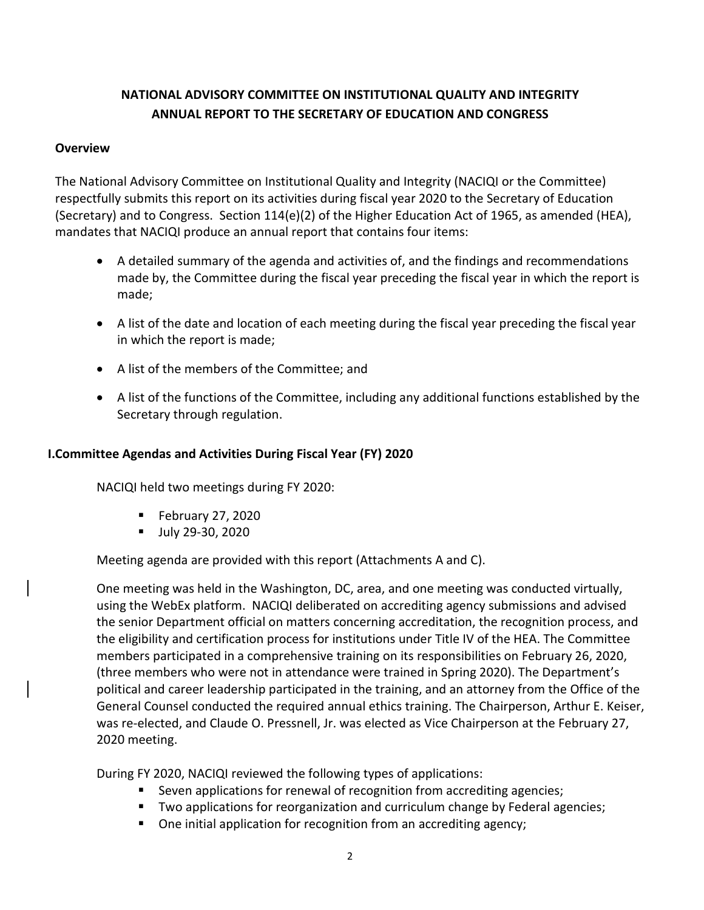**NATIONAL ADVISORY COMMITTEE ON INSTITUTIONAL QUALITY AND INTEGRITY**
**ANNUAL REPORT TO THE SECRETARY OF EDUCATION AND CONGRESS**

## Overview

The National Advisory Committee on Institutional Quality and Integrity (NACIQI or the Committee) respectfully submits this report on its activities during fiscal year 2020 to the Secretary of Education (Secretary) and to Congress. Section 114(e)(2) of the Higher Education Act of 1965, as amended (HEA), mandates that NACIQI produce an annual report that contains four items:

- A detailed summary of the agenda and activities of, and the findings and recommendations made by, the Committee during the fiscal year preceding the fiscal year in which the report is made;
- A list of the date and location of each meeting during the fiscal year preceding the fiscal year in which the report is made;
- A list of the members of the Committee; and
- A list of the functions of the Committee, including any additional functions established by the Secretary through regulation.

## I. Committee Agendas and Activities During Fiscal Year (FY) 2020

NACIQI held two meetings during FY 2020:

- February 27, 2020
- July 29-30, 2020

Meeting agenda are provided with this report (Attachments A and C).

One meeting was held in the Washington, DC, area, and one meeting was conducted virtually, using the WebEx platform. NACIQI deliberated on accrediting agency submissions and advised the senior Department official on matters concerning accreditation, the recognition process, and the eligibility and certification process for institutions under Title IV of the HEA. The Committee members participated in a comprehensive training on its responsibilities on February 26, 2020, (three members who were not in attendance were trained in Spring 2020). The Department's political and career leadership participated in the training, and an attorney from the Office of the General Counsel conducted the required annual ethics training. The Chairperson, Arthur E. Keiser, was re-elected, and Claude O. Pressnell, Jr. was elected as Vice Chairperson at the February 27, 2020 meeting.

During FY 2020, NACIQI reviewed the following types of applications:

- Seven applications for renewal of recognition from accrediting agencies;
- Two applications for reorganization and curriculum change by Federal agencies;
- One initial application for recognition from an accrediting agency;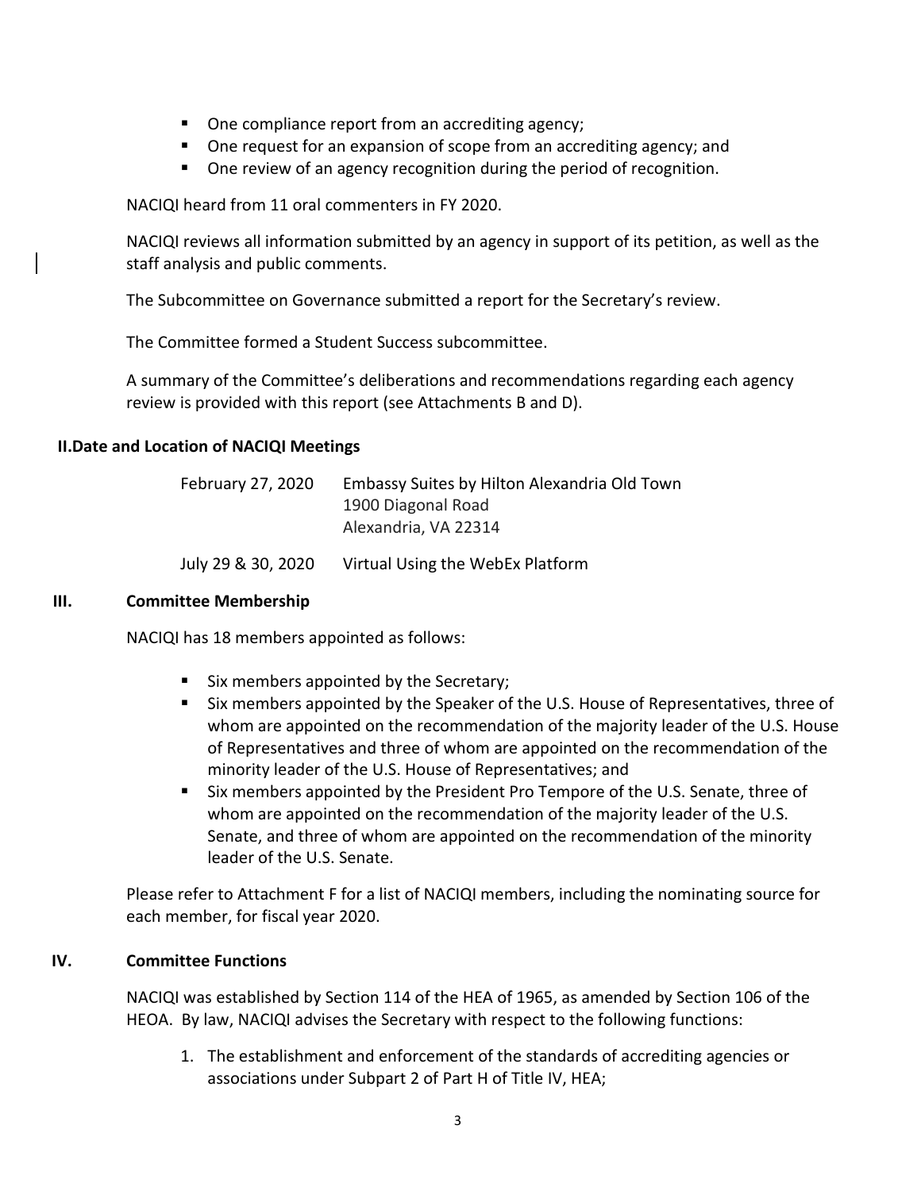- One compliance report from an accrediting agency;
- One request for an expansion of scope from an accrediting agency; and
- One review of an agency recognition during the period of recognition.

NACIQI heard from 11 oral commenters in FY 2020.

NACIQI reviews all information submitted by an agency in support of its petition, as well as the staff analysis and public comments.

The Subcommittee on Governance submitted a report for the Secretary's review.

The Committee formed a Student Success subcommittee.

A summary of the Committee's deliberations and recommendations regarding each agency review is provided with this report (see Attachments B and D).

## II. Date and Location of NACIQI Meetings

| | |
|---|---|
| February 27, 2020 | Embassy Suites by Hilton Alexandria Old Town<br>1900 Diagonal Road<br>Alexandria, VA 22314 |
| July 29 & 30, 2020 | Virtual Using the WebEx Platform |

## III. Committee Membership

NACIQI has 18 members appointed as follows:

- Six members appointed by the Secretary;
- Six members appointed by the Speaker of the U.S. House of Representatives, three of whom are appointed on the recommendation of the majority leader of the U.S. House of Representatives and three of whom are appointed on the recommendation of the minority leader of the U.S. House of Representatives; and
- Six members appointed by the President Pro Tempore of the U.S. Senate, three of whom are appointed on the recommendation of the majority leader of the U.S. Senate, and three of whom are appointed on the recommendation of the minority leader of the U.S. Senate.

Please refer to Attachment F for a list of NACIQI members, including the nominating source for each member, for fiscal year 2020.

## IV. Committee Functions

NACIQI was established by Section 114 of the HEA of 1965, as amended by Section 106 of the HEOA. By law, NACIQI advises the Secretary with respect to the following functions:

1. The establishment and enforcement of the standards of accrediting agencies or associations under Subpart 2 of Part H of Title IV, HEA;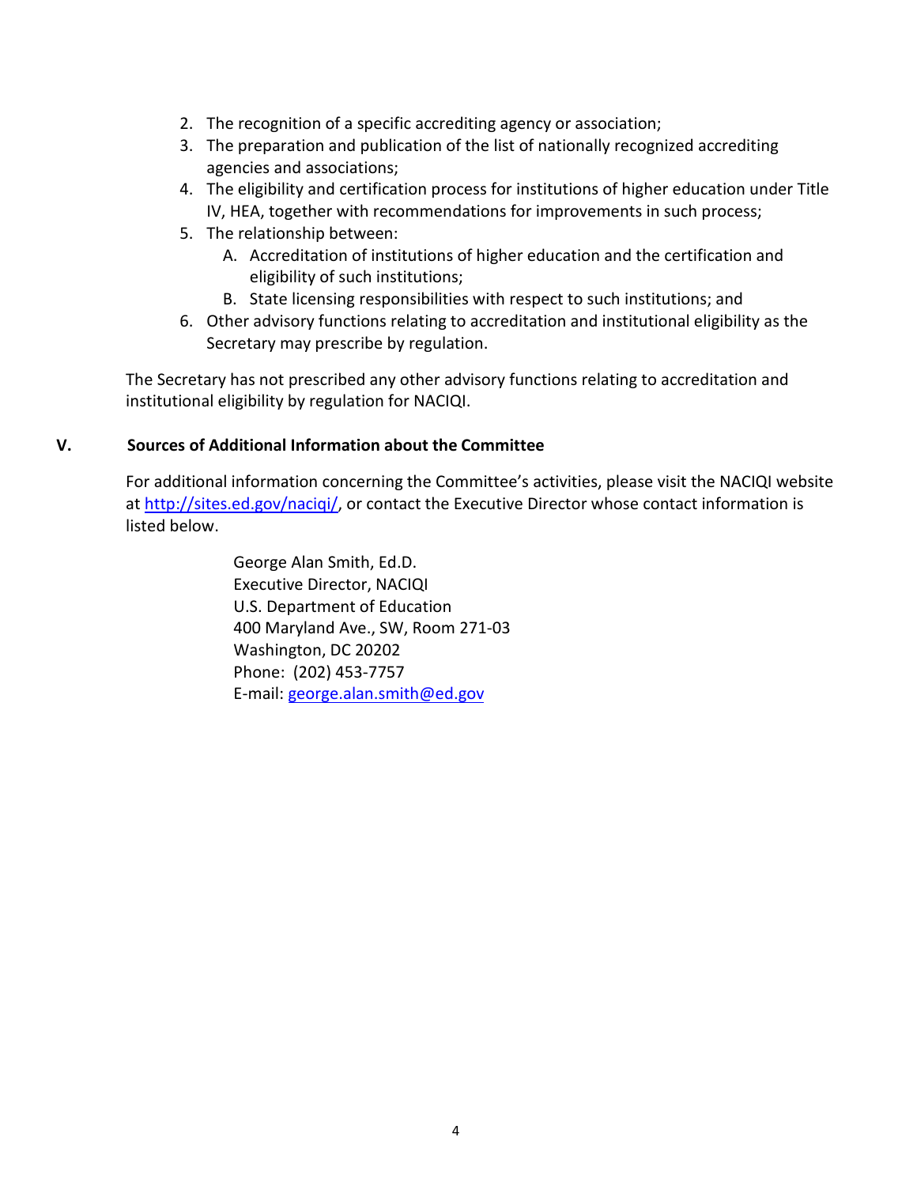2. The recognition of a specific accrediting agency or association;
3. The preparation and publication of the list of nationally recognized accrediting agencies and associations;
4. The eligibility and certification process for institutions of higher education under Title IV, HEA, together with recommendations for improvements in such process;
5. The relationship between:
   A. Accreditation of institutions of higher education and the certification and eligibility of such institutions;
   B. State licensing responsibilities with respect to such institutions; and
6. Other advisory functions relating to accreditation and institutional eligibility as the Secretary may prescribe by regulation.

The Secretary has not prescribed any other advisory functions relating to accreditation and institutional eligibility by regulation for NACIQI.

## V. Sources of Additional Information about the Committee

For additional information concerning the Committee's activities, please visit the NACIQI website at http://sites.ed.gov/naciqi/, or contact the Executive Director whose contact information is listed below.

George Alan Smith, Ed.D.
Executive Director, NACIQI
U.S. Department of Education
400 Maryland Ave., SW, Room 271-03
Washington, DC 20202
Phone: (202) 453-7757
E-mail: george.alan.smith@ed.gov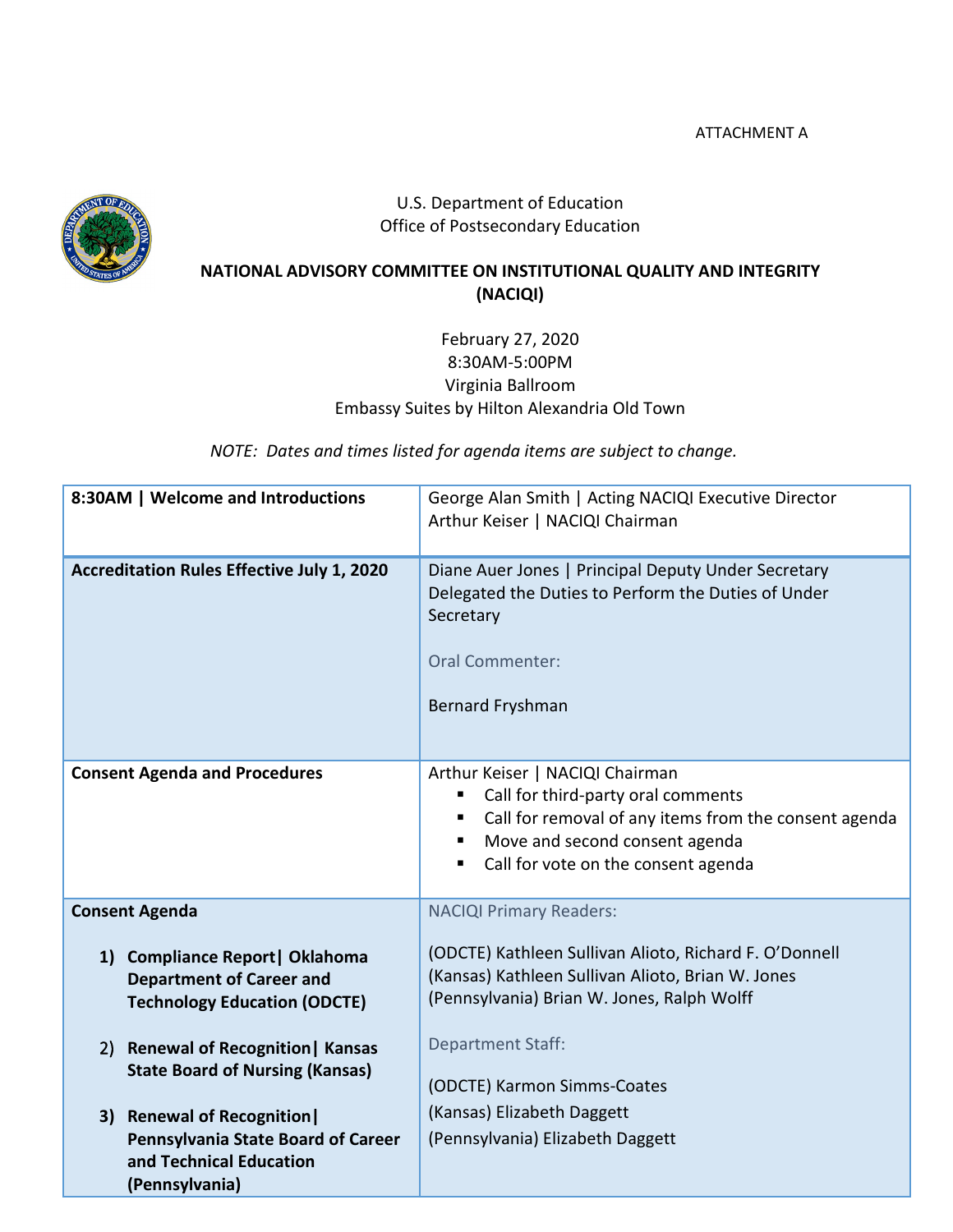ATTACHMENT A

U.S. Department of Education
Office of Postsecondary Education

**NATIONAL ADVISORY COMMITTEE ON INSTITUTIONAL QUALITY AND INTEGRITY (NACIQI)**

February 27, 2020
8:30AM-5:00PM
Virginia Ballroom
Embassy Suites by Hilton Alexandria Old Town

*NOTE: Dates and times listed for agenda items are subject to change.*

| **8:30AM \| Welcome and Introductions** | George Alan Smith \| Acting NACIQI Executive Director<br>Arthur Keiser \| NACIQI Chairman |
|---|---|
| **Accreditation Rules Effective July 1, 2020** | Diane Auer Jones \| Principal Deputy Under Secretary Delegated the Duties to Perform the Duties of Under Secretary<br><br>Oral Commenter:<br><br>Bernard Fryshman |
| **Consent Agenda and Procedures** | Arthur Keiser \| NACIQI Chairman<br>▪ Call for third-party oral comments<br>▪ Call for removal of any items from the consent agenda<br>▪ Move and second consent agenda<br>▪ Call for vote on the consent agenda |
| **Consent Agenda**<br><br>1) **Compliance Report\| Oklahoma Department of Career and Technology Education (ODCTE)**<br><br>2) **Renewal of Recognition\| Kansas State Board of Nursing (Kansas)**<br><br>3) **Renewal of Recognition\| Pennsylvania State Board of Career and Technical Education (Pennsylvania)** | NACIQI Primary Readers:<br><br>(ODCTE) Kathleen Sullivan Alioto, Richard F. O'Donnell<br>(Kansas) Kathleen Sullivan Alioto, Brian W. Jones<br>(Pennsylvania) Brian W. Jones, Ralph Wolff<br><br>Department Staff:<br><br>(ODCTE) Karmon Simms-Coates<br>(Kansas) Elizabeth Daggett<br>(Pennsylvania) Elizabeth Daggett |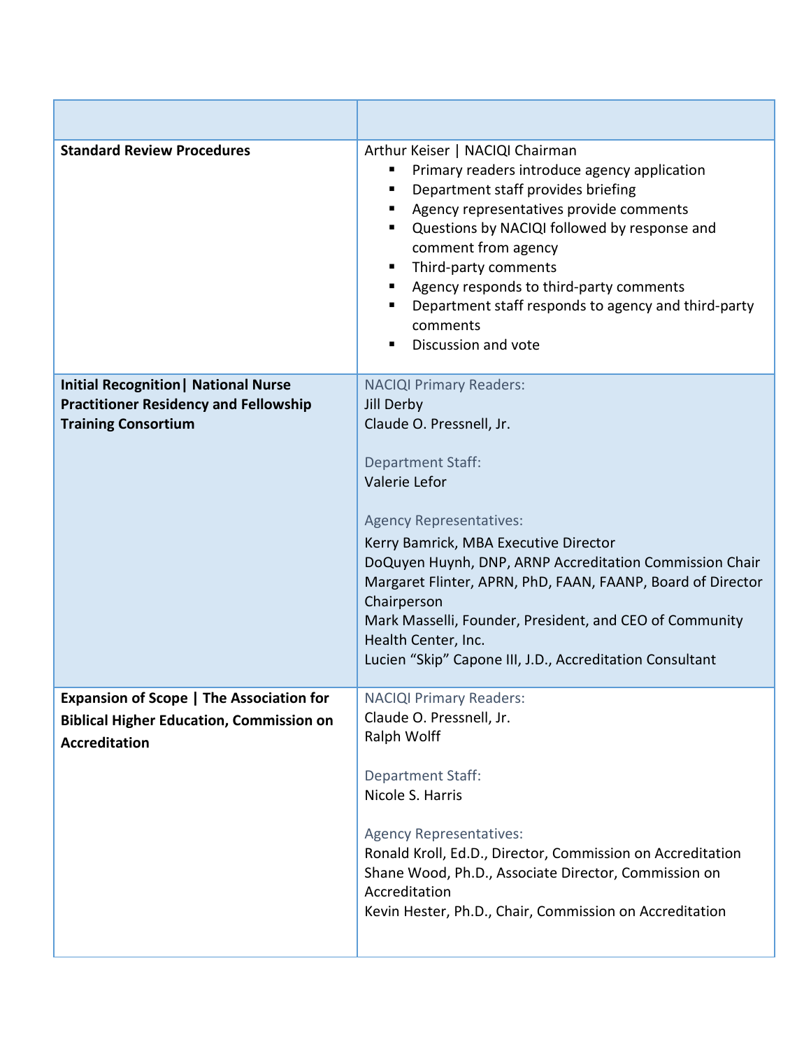| | |
|---|---|
| **Standard Review Procedures** | Arthur Keiser \| NACIQI Chairman<br>▪ Primary readers introduce agency application<br>▪ Department staff provides briefing<br>▪ Agency representatives provide comments<br>▪ Questions by NACIQI followed by response and comment from agency<br>▪ Third-party comments<br>▪ Agency responds to third-party comments<br>▪ Department staff responds to agency and third-party comments<br>▪ Discussion and vote |
| **Initial Recognition\| National Nurse Practitioner Residency and Fellowship Training Consortium** | NACIQI Primary Readers:<br>Jill Derby<br>Claude O. Pressnell, Jr.<br><br>Department Staff:<br>Valerie Lefor<br><br>Agency Representatives:<br>Kerry Bamrick, MBA Executive Director<br>DoQuyen Huynh, DNP, ARNP Accreditation Commission Chair<br>Margaret Flinter, APRN, PhD, FAAN, FAANP, Board of Director Chairperson<br>Mark Masselli, Founder, President, and CEO of Community Health Center, Inc.<br>Lucien "Skip" Capone III, J.D., Accreditation Consultant |
| **Expansion of Scope \| The Association for Biblical Higher Education, Commission on Accreditation** | NACIQI Primary Readers:<br>Claude O. Pressnell, Jr.<br>Ralph Wolff<br><br>Department Staff:<br>Nicole S. Harris<br><br>Agency Representatives:<br>Ronald Kroll, Ed.D., Director, Commission on Accreditation<br>Shane Wood, Ph.D., Associate Director, Commission on Accreditation<br>Kevin Hester, Ph.D., Chair, Commission on Accreditation |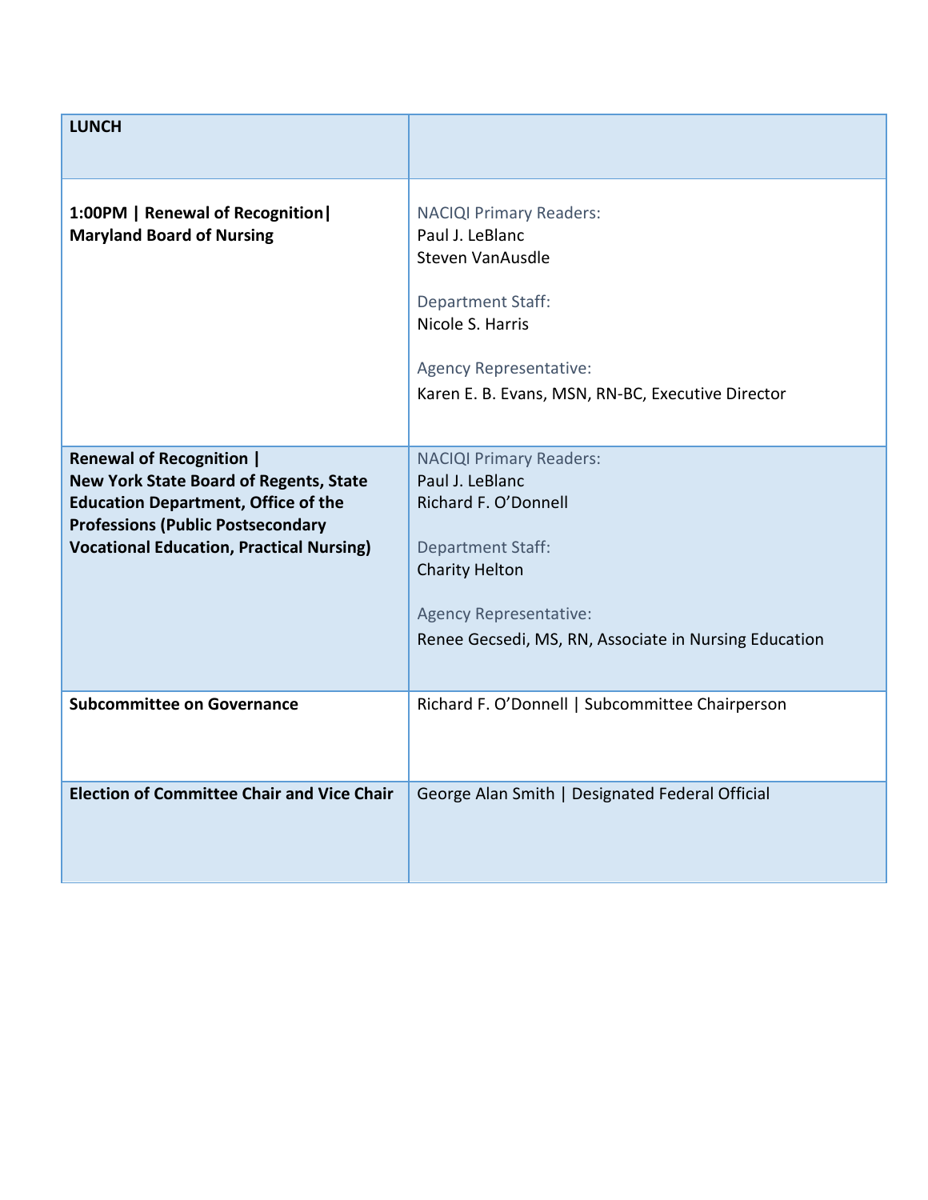| **LUNCH** | |
|---|---|
| **1:00PM \| Renewal of Recognition\| Maryland Board of Nursing** | NACIQI Primary Readers:<br>Paul J. LeBlanc<br>Steven VanAusdle<br><br>Department Staff:<br>Nicole S. Harris<br><br>Agency Representative:<br>Karen E. B. Evans, MSN, RN-BC, Executive Director |
| **Renewal of Recognition \| New York State Board of Regents, State Education Department, Office of the Professions (Public Postsecondary Vocational Education, Practical Nursing)** | NACIQI Primary Readers:<br>Paul J. LeBlanc<br>Richard F. O'Donnell<br><br>Department Staff:<br>Charity Helton<br><br>Agency Representative:<br>Renee Gecsedi, MS, RN, Associate in Nursing Education |
| **Subcommittee on Governance** | Richard F. O'Donnell \| Subcommittee Chairperson |
| **Election of Committee Chair and Vice Chair** | George Alan Smith \| Designated Federal Official |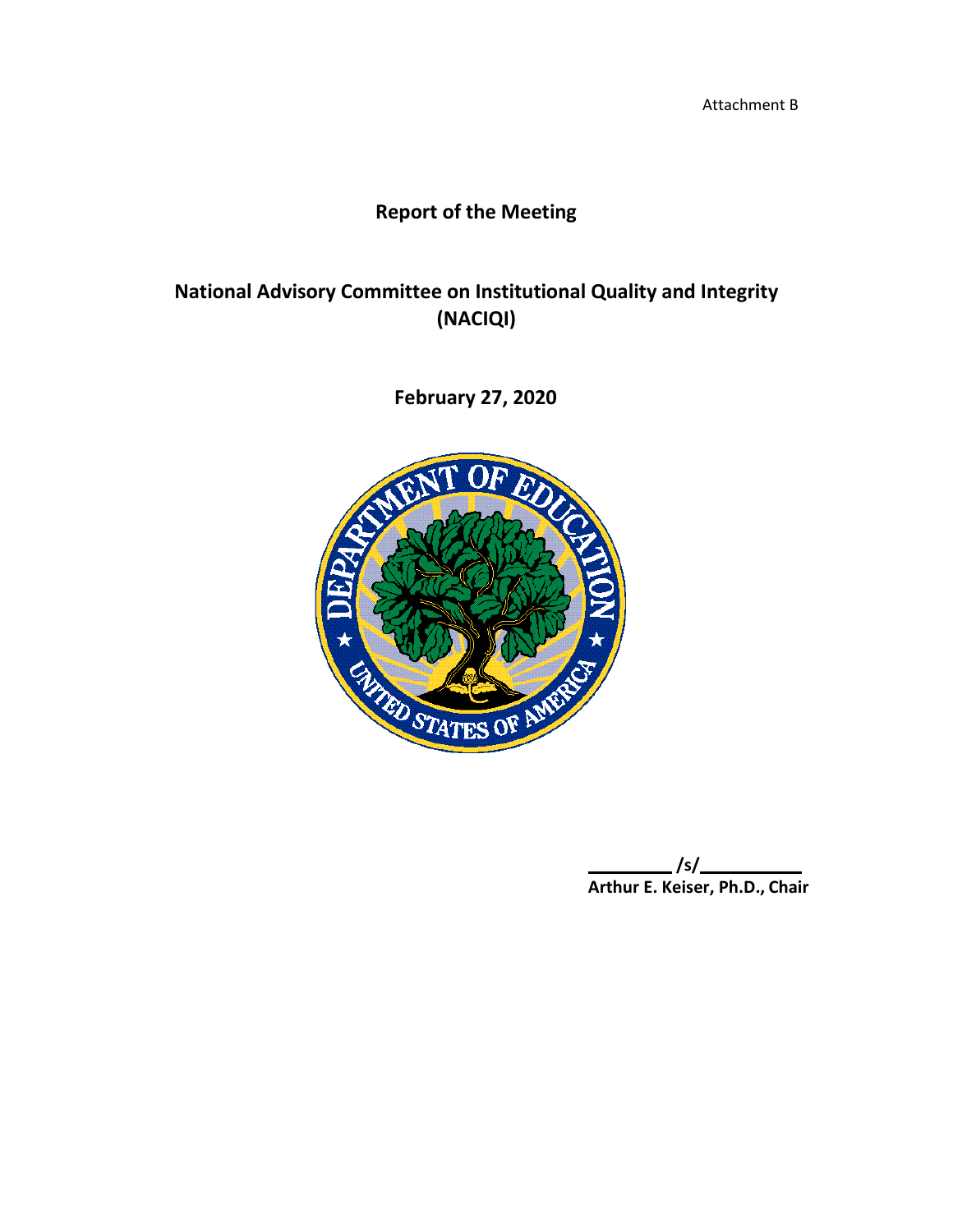Attachment B

# Report of the Meeting

## National Advisory Committee on Institutional Quality and Integrity (NACIQI)

## February 27, 2020

**/s/**
**Arthur E. Keiser, Ph.D., Chair**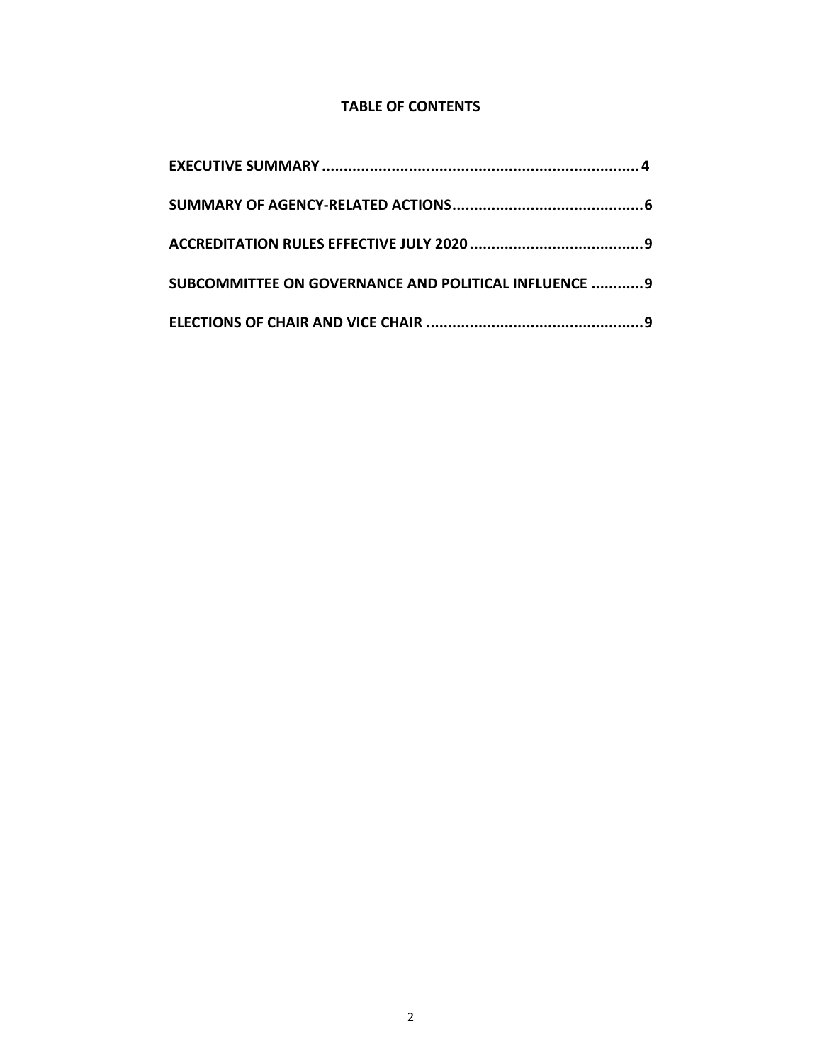**TABLE OF CONTENTS**

**EXECUTIVE SUMMARY .......................................................................... 4**

**SUMMARY OF AGENCY-RELATED ACTIONS............................................ 6**

**ACCREDITATION RULES EFFECTIVE JULY 2020........................................ 9**

**SUBCOMMITTEE ON GOVERNANCE AND POLITICAL INFLUENCE ............ 9**

**ELECTIONS OF CHAIR AND VICE CHAIR .................................................. 9**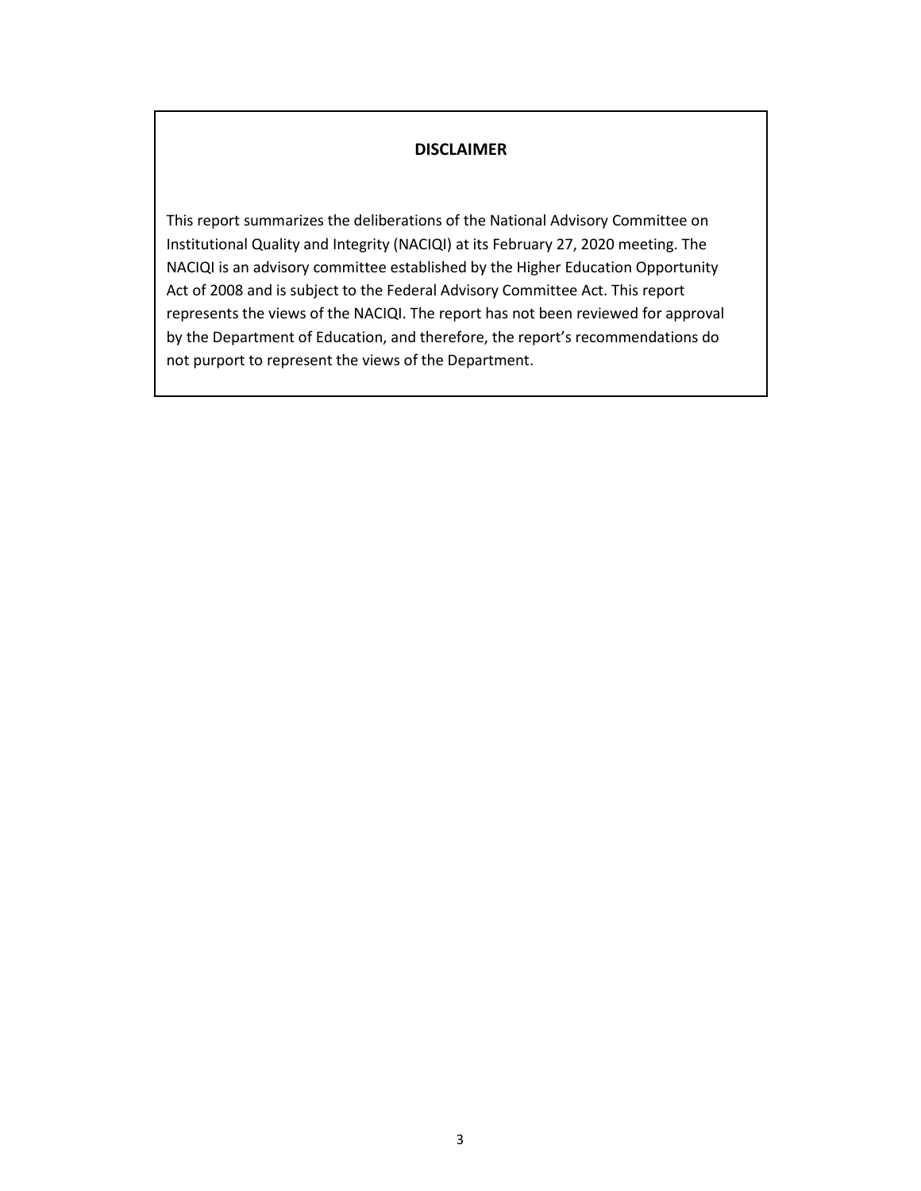**DISCLAIMER**

This report summarizes the deliberations of the National Advisory Committee on Institutional Quality and Integrity (NACIQI) at its February 27, 2020 meeting. The NACIQI is an advisory committee established by the Higher Education Opportunity Act of 2008 and is subject to the Federal Advisory Committee Act. This report represents the views of the NACIQI. The report has not been reviewed for approval by the Department of Education, and therefore, the report's recommendations do not purport to represent the views of the Department.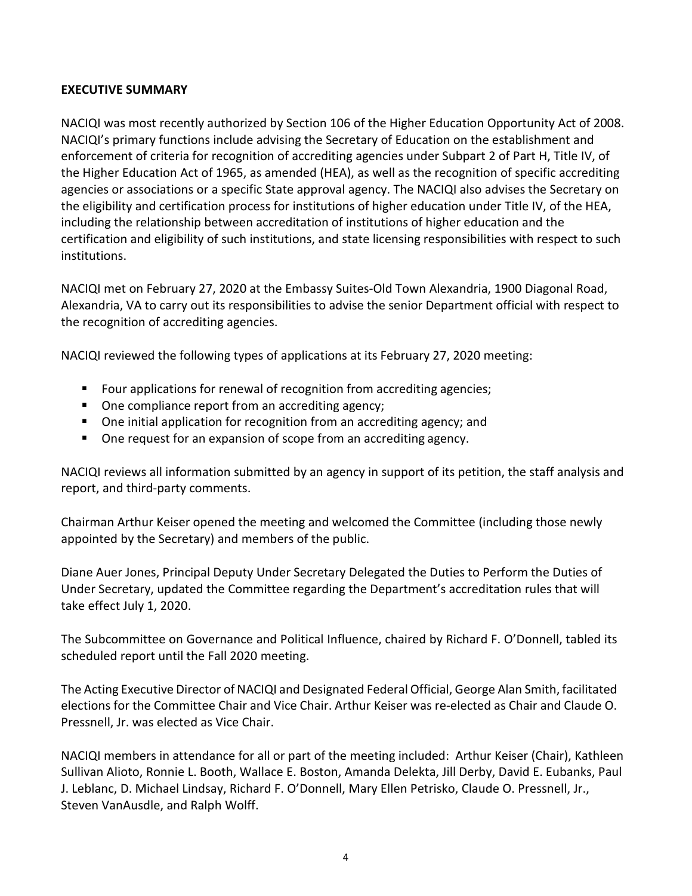## EXECUTIVE SUMMARY

NACIQI was most recently authorized by Section 106 of the Higher Education Opportunity Act of 2008. NACIQI's primary functions include advising the Secretary of Education on the establishment and enforcement of criteria for recognition of accrediting agencies under Subpart 2 of Part H, Title IV, of the Higher Education Act of 1965, as amended (HEA), as well as the recognition of specific accrediting agencies or associations or a specific State approval agency. The NACIQI also advises the Secretary on the eligibility and certification process for institutions of higher education under Title IV, of the HEA, including the relationship between accreditation of institutions of higher education and the certification and eligibility of such institutions, and state licensing responsibilities with respect to such institutions.

NACIQI met on February 27, 2020 at the Embassy Suites-Old Town Alexandria, 1900 Diagonal Road, Alexandria, VA to carry out its responsibilities to advise the senior Department official with respect to the recognition of accrediting agencies.

NACIQI reviewed the following types of applications at its February 27, 2020 meeting:

- Four applications for renewal of recognition from accrediting agencies;
- One compliance report from an accrediting agency;
- One initial application for recognition from an accrediting agency; and
- One request for an expansion of scope from an accrediting agency.

NACIQI reviews all information submitted by an agency in support of its petition, the staff analysis and report, and third-party comments.

Chairman Arthur Keiser opened the meeting and welcomed the Committee (including those newly appointed by the Secretary) and members of the public.

Diane Auer Jones, Principal Deputy Under Secretary Delegated the Duties to Perform the Duties of Under Secretary, updated the Committee regarding the Department's accreditation rules that will take effect July 1, 2020.

The Subcommittee on Governance and Political Influence, chaired by Richard F. O'Donnell, tabled its scheduled report until the Fall 2020 meeting.

The Acting Executive Director of NACIQI and Designated Federal Official, George Alan Smith, facilitated elections for the Committee Chair and Vice Chair. Arthur Keiser was re-elected as Chair and Claude O. Pressnell, Jr. was elected as Vice Chair.

NACIQI members in attendance for all or part of the meeting included: Arthur Keiser (Chair), Kathleen Sullivan Alioto, Ronnie L. Booth, Wallace E. Boston, Amanda Delekta, Jill Derby, David E. Eubanks, Paul J. Leblanc, D. Michael Lindsay, Richard F. O'Donnell, Mary Ellen Petrisko, Claude O. Pressnell, Jr., Steven VanAusdle, and Ralph Wolff.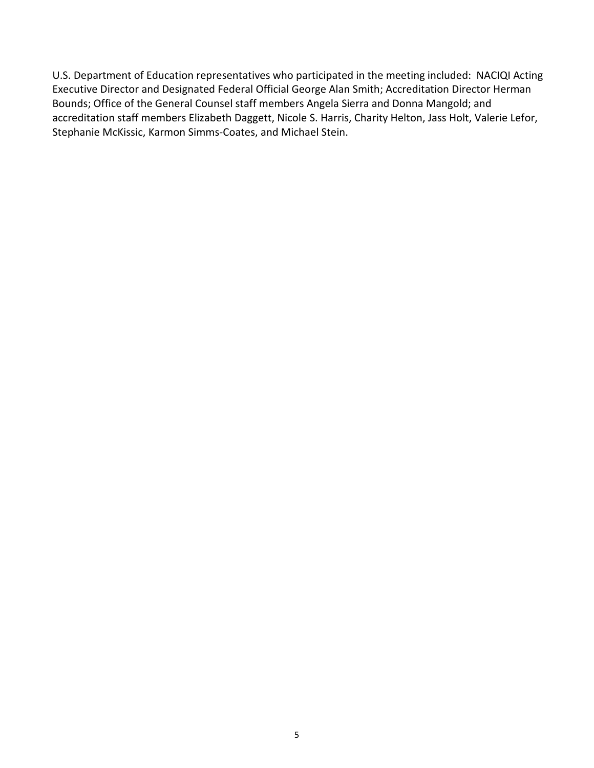U.S. Department of Education representatives who participated in the meeting included: NACIQI Acting Executive Director and Designated Federal Official George Alan Smith; Accreditation Director Herman Bounds; Office of the General Counsel staff members Angela Sierra and Donna Mangold; and accreditation staff members Elizabeth Daggett, Nicole S. Harris, Charity Helton, Jass Holt, Valerie Lefor, Stephanie McKissic, Karmon Simms-Coates, and Michael Stein.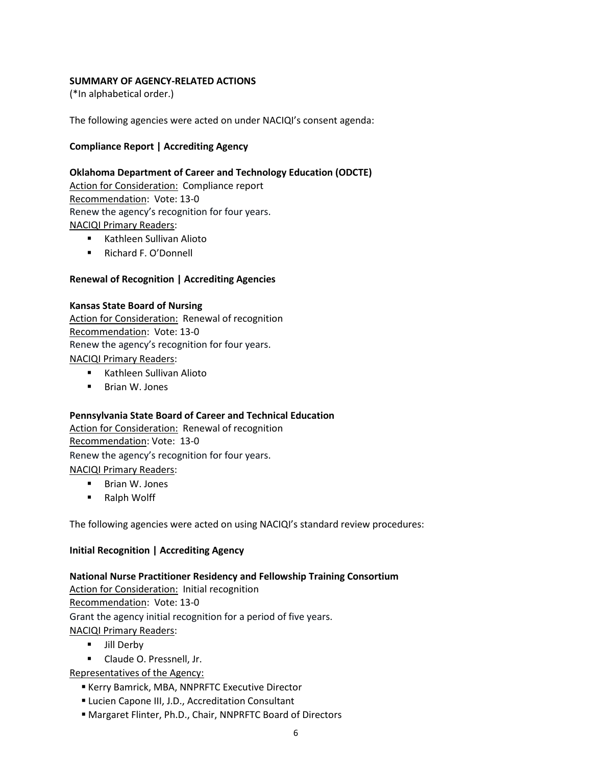**SUMMARY OF AGENCY-RELATED ACTIONS**

(*In alphabetical order.)

The following agencies were acted on under NACIQI's consent agenda:

**Compliance Report | Accrediting Agency**

**Oklahoma Department of Career and Technology Education (ODCTE)**

Action for Consideration: Compliance report

Recommendation: Vote: 13-0

Renew the agency's recognition for four years.

NACIQI Primary Readers:

- Kathleen Sullivan Alioto
- Richard F. O'Donnell

**Renewal of Recognition | Accrediting Agencies**

**Kansas State Board of Nursing**

Action for Consideration: Renewal of recognition

Recommendation: Vote: 13-0

Renew the agency's recognition for four years.

NACIQI Primary Readers:

- Kathleen Sullivan Alioto
- Brian W. Jones

**Pennsylvania State Board of Career and Technical Education**

Action for Consideration: Renewal of recognition

Recommendation: Vote: 13-0

Renew the agency's recognition for four years.

NACIQI Primary Readers:

- Brian W. Jones
- Ralph Wolff

The following agencies were acted on using NACIQI's standard review procedures:

**Initial Recognition | Accrediting Agency**

**National Nurse Practitioner Residency and Fellowship Training Consortium**

Action for Consideration: Initial recognition

Recommendation: Vote: 13-0

Grant the agency initial recognition for a period of five years.

NACIQI Primary Readers:

- Jill Derby
- Claude O. Pressnell, Jr.

Representatives of the Agency:

- Kerry Bamrick, MBA, NNPRFTC Executive Director
- Lucien Capone III, J.D., Accreditation Consultant
- Margaret Flinter, Ph.D., Chair, NNPRFTC Board of Directors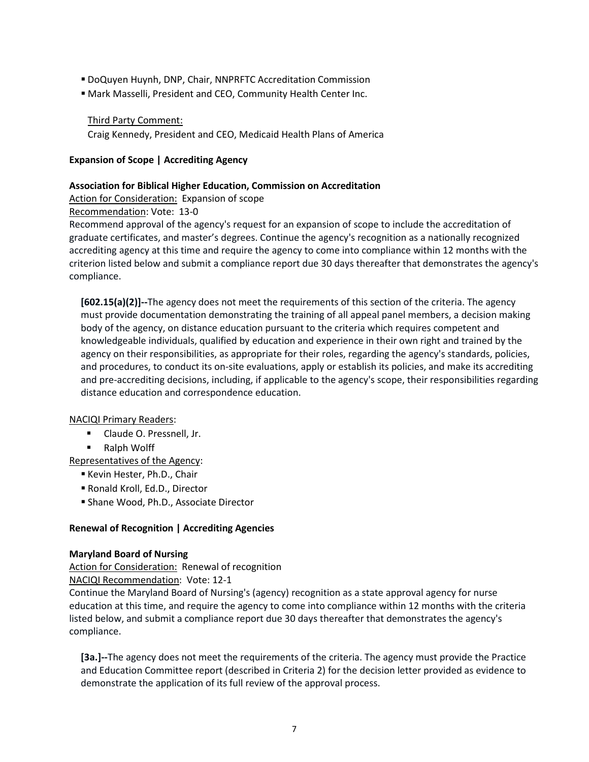- DoQuyen Huynh, DNP, Chair, NNPRFTC Accreditation Commission
- Mark Masselli, President and CEO, Community Health Center Inc.

Third Party Comment:
Craig Kennedy, President and CEO, Medicaid Health Plans of America

**Expansion of Scope | Accrediting Agency**

**Association for Biblical Higher Education, Commission on Accreditation**

Action for Consideration: Expansion of scope

Recommendation: Vote: 13-0

Recommend approval of the agency's request for an expansion of scope to include the accreditation of graduate certificates, and master's degrees. Continue the agency's recognition as a nationally recognized accrediting agency at this time and require the agency to come into compliance within 12 months with the criterion listed below and submit a compliance report due 30 days thereafter that demonstrates the agency's compliance.

> **[602.15(a)(2)]--**The agency does not meet the requirements of this section of the criteria. The agency must provide documentation demonstrating the training of all appeal panel members, a decision making body of the agency, on distance education pursuant to the criteria which requires competent and knowledgeable individuals, qualified by education and experience in their own right and trained by the agency on their responsibilities, as appropriate for their roles, regarding the agency's standards, policies, and procedures, to conduct its on-site evaluations, apply or establish its policies, and make its accrediting and pre-accrediting decisions, including, if applicable to the agency's scope, their responsibilities regarding distance education and correspondence education.

NACIQI Primary Readers:

- Claude O. Pressnell, Jr.
- Ralph Wolff

Representatives of the Agency:

- Kevin Hester, Ph.D., Chair
- Ronald Kroll, Ed.D., Director
- Shane Wood, Ph.D., Associate Director

**Renewal of Recognition | Accrediting Agencies**

**Maryland Board of Nursing**

Action for Consideration: Renewal of recognition

NACIQI Recommendation: Vote: 12-1

Continue the Maryland Board of Nursing's (agency) recognition as a state approval agency for nurse education at this time, and require the agency to come into compliance within 12 months with the criteria listed below, and submit a compliance report due 30 days thereafter that demonstrates the agency's compliance.

> **[3a.]--**The agency does not meet the requirements of the criteria. The agency must provide the Practice and Education Committee report (described in Criteria 2) for the decision letter provided as evidence to demonstrate the application of its full review of the approval process.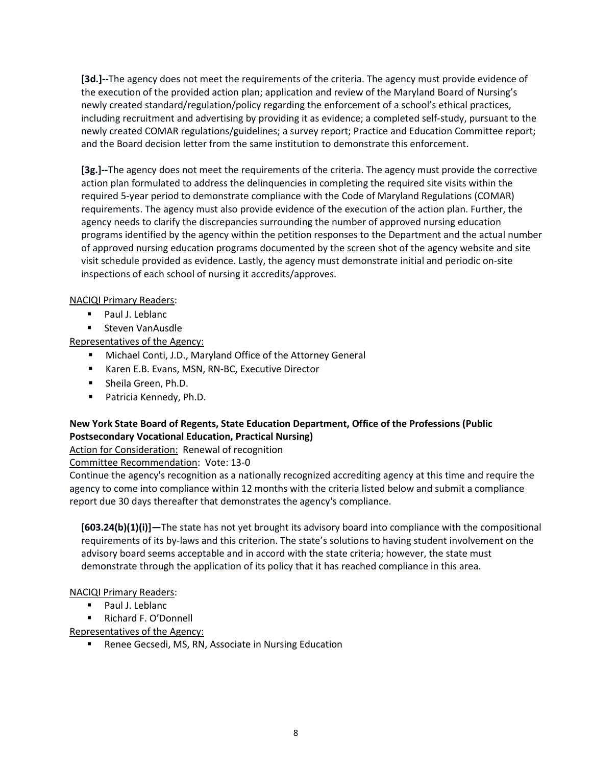**[3d.]--**The agency does not meet the requirements of the criteria. The agency must provide evidence of the execution of the provided action plan; application and review of the Maryland Board of Nursing's newly created standard/regulation/policy regarding the enforcement of a school's ethical practices, including recruitment and advertising by providing it as evidence; a completed self-study, pursuant to the newly created COMAR regulations/guidelines; a survey report; Practice and Education Committee report; and the Board decision letter from the same institution to demonstrate this enforcement.

**[3g.]--**The agency does not meet the requirements of the criteria. The agency must provide the corrective action plan formulated to address the delinquencies in completing the required site visits within the required 5-year period to demonstrate compliance with the Code of Maryland Regulations (COMAR) requirements. The agency must also provide evidence of the execution of the action plan. Further, the agency needs to clarify the discrepancies surrounding the number of approved nursing education programs identified by the agency within the petition responses to the Department and the actual number of approved nursing education programs documented by the screen shot of the agency website and site visit schedule provided as evidence. Lastly, the agency must demonstrate initial and periodic on-site inspections of each school of nursing it accredits/approves.

NACIQI Primary Readers:

- Paul J. Leblanc
- Steven VanAusdle

Representatives of the Agency:

- Michael Conti, J.D., Maryland Office of the Attorney General
- Karen E.B. Evans, MSN, RN-BC, Executive Director
- Sheila Green, Ph.D.
- Patricia Kennedy, Ph.D.

**New York State Board of Regents, State Education Department, Office of the Professions (Public Postsecondary Vocational Education, Practical Nursing)**

Action for Consideration: Renewal of recognition

Committee Recommendation: Vote: 13-0

Continue the agency's recognition as a nationally recognized accrediting agency at this time and require the agency to come into compliance within 12 months with the criteria listed below and submit a compliance report due 30 days thereafter that demonstrates the agency's compliance.

**[603.24(b)(1)(i)]—**The state has not yet brought its advisory board into compliance with the compositional requirements of its by-laws and this criterion. The state's solutions to having student involvement on the advisory board seems acceptable and in accord with the state criteria; however, the state must demonstrate through the application of its policy that it has reached compliance in this area.

NACIQI Primary Readers:

- Paul J. Leblanc
- Richard F. O'Donnell

Representatives of the Agency:

- Renee Gecsedi, MS, RN, Associate in Nursing Education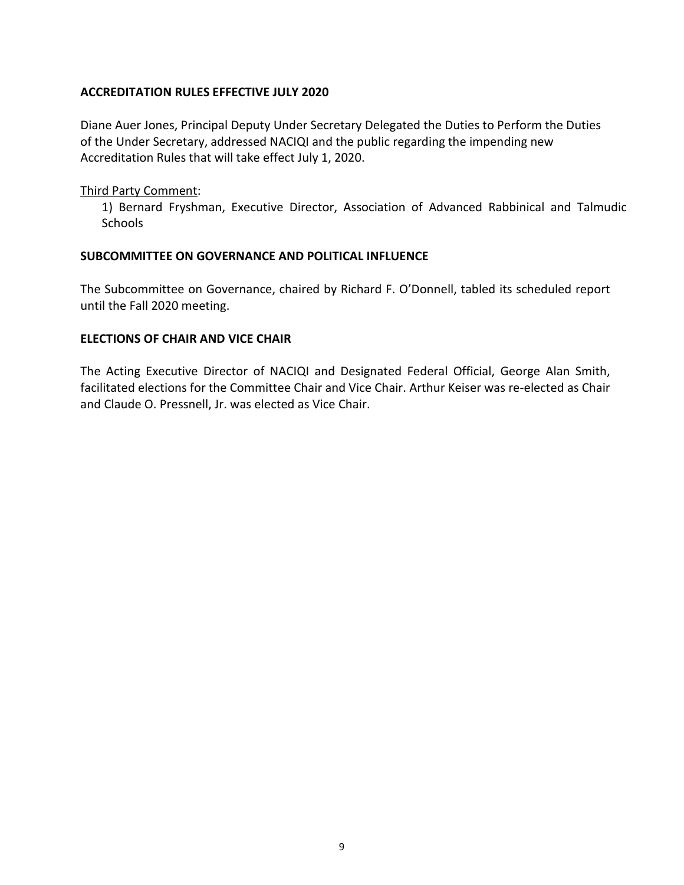## ACCREDITATION RULES EFFECTIVE JULY 2020

Diane Auer Jones, Principal Deputy Under Secretary Delegated the Duties to Perform the Duties of the Under Secretary, addressed NACIQI and the public regarding the impending new Accreditation Rules that will take effect July 1, 2020.

Third Party Comment:

1) Bernard Fryshman, Executive Director, Association of Advanced Rabbinical and Talmudic Schools

## SUBCOMMITTEE ON GOVERNANCE AND POLITICAL INFLUENCE

The Subcommittee on Governance, chaired by Richard F. O'Donnell, tabled its scheduled report until the Fall 2020 meeting.

## ELECTIONS OF CHAIR AND VICE CHAIR

The Acting Executive Director of NACIQI and Designated Federal Official, George Alan Smith, facilitated elections for the Committee Chair and Vice Chair. Arthur Keiser was re-elected as Chair and Claude O. Pressnell, Jr. was elected as Vice Chair.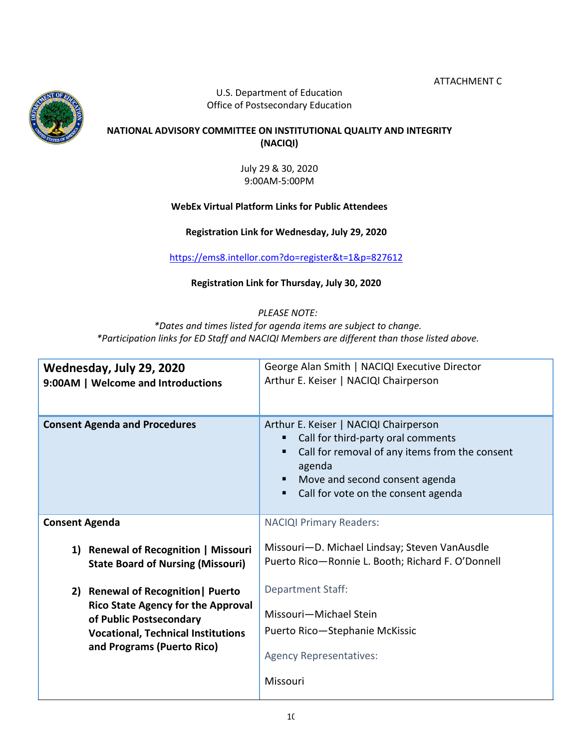ATTACHMENT C

U.S. Department of Education
Office of Postsecondary Education

**NATIONAL ADVISORY COMMITTEE ON INSTITUTIONAL QUALITY AND INTEGRITY (NACIQI)**

July 29 & 30, 2020
9:00AM-5:00PM

**WebEx Virtual Platform Links for Public Attendees**

**Registration Link for Wednesday, July 29, 2020**

https://ems8.intellor.com?do=register&t=1&p=827612

**Registration Link for Thursday, July 30, 2020**

*PLEASE NOTE:*
**Dates and times listed for agenda items are subject to change.*
**Participation links for ED Staff and NACIQI Members are different than those listed above.*

| **Wednesday, July 29, 2020**<br>**9:00AM \| Welcome and Introductions** | George Alan Smith \| NACIQI Executive Director<br>Arthur E. Keiser \| NACIQI Chairperson |
|---|---|
| **Consent Agenda and Procedures** | Arthur E. Keiser \| NACIQI Chairperson<br>▪ Call for third-party oral comments<br>▪ Call for removal of any items from the consent agenda<br>▪ Move and second consent agenda<br>▪ Call for vote on the consent agenda |
| **Consent Agenda**<br><br>1) **Renewal of Recognition \| Missouri State Board of Nursing (Missouri)**<br><br>2) **Renewal of Recognition\| Puerto Rico State Agency for the Approval of Public Postsecondary Vocational, Technical Institutions and Programs (Puerto Rico)** | NACIQI Primary Readers:<br><br>Missouri—D. Michael Lindsay; Steven VanAusdle<br>Puerto Rico—Ronnie L. Booth; Richard F. O'Donnell<br><br>Department Staff:<br><br>Missouri—Michael Stein<br>Puerto Rico—Stephanie McKissic<br><br>Agency Representatives:<br><br>Missouri |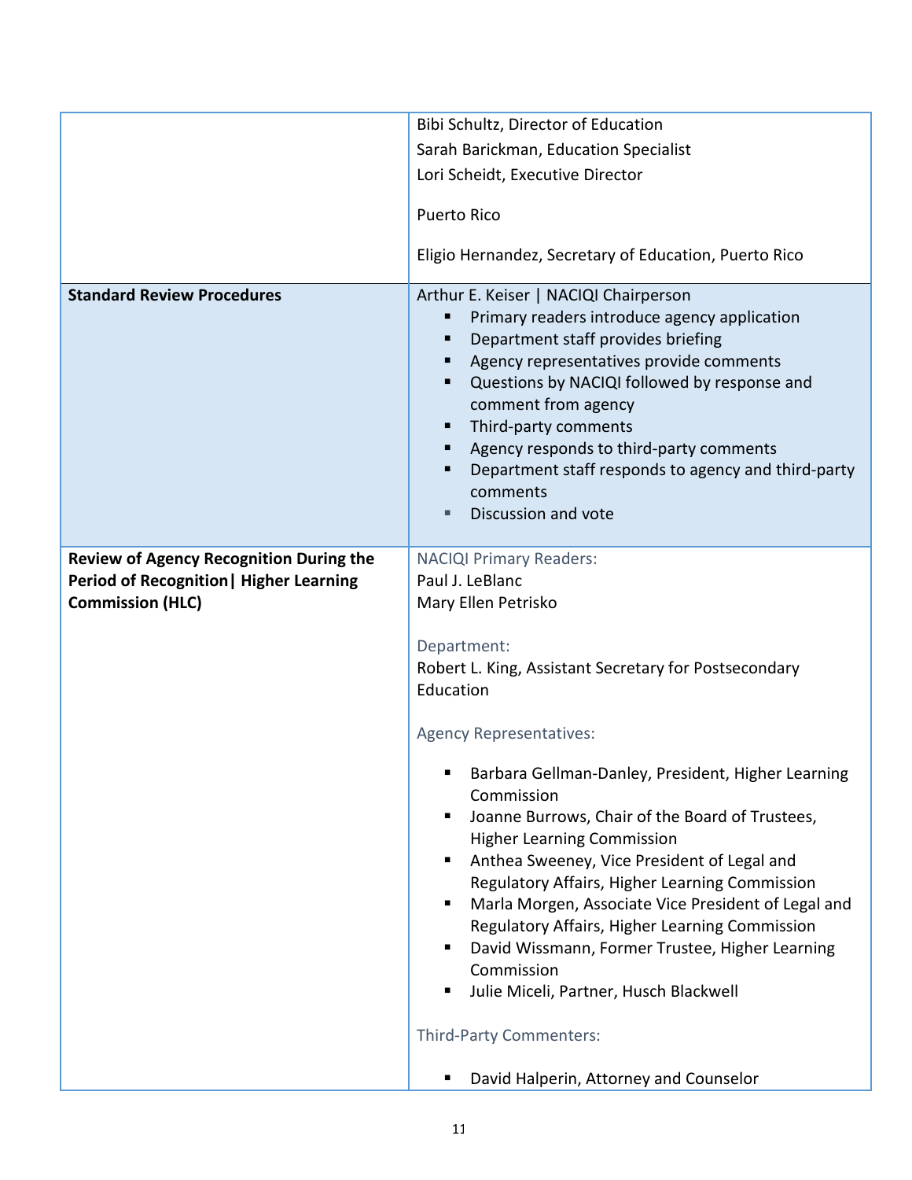| | |
|---|---|
| | Bibi Schultz, Director of Education<br>Sarah Barickman, Education Specialist<br>Lori Scheidt, Executive Director<br><br>Puerto Rico<br><br>Eligio Hernandez, Secretary of Education, Puerto Rico |
| **Standard Review Procedures** | Arthur E. Keiser \| NACIQI Chairperson<br>▪ Primary readers introduce agency application<br>▪ Department staff provides briefing<br>▪ Agency representatives provide comments<br>▪ Questions by NACIQI followed by response and comment from agency<br>▪ Third-party comments<br>▪ Agency responds to third-party comments<br>▪ Department staff responds to agency and third-party comments<br>▪ Discussion and vote |
| **Review of Agency Recognition During the Period of Recognition\| Higher Learning Commission (HLC)** | NACIQI Primary Readers:<br>Paul J. LeBlanc<br>Mary Ellen Petrisko<br><br>Department:<br>Robert L. King, Assistant Secretary for Postsecondary Education<br><br>Agency Representatives:<br>▪ Barbara Gellman-Danley, President, Higher Learning Commission<br>▪ Joanne Burrows, Chair of the Board of Trustees, Higher Learning Commission<br>▪ Anthea Sweeney, Vice President of Legal and Regulatory Affairs, Higher Learning Commission<br>▪ Marla Morgen, Associate Vice President of Legal and Regulatory Affairs, Higher Learning Commission<br>▪ David Wissmann, Former Trustee, Higher Learning Commission<br>▪ Julie Miceli, Partner, Husch Blackwell<br><br>Third-Party Commenters:<br>▪ David Halperin, Attorney and Counselor |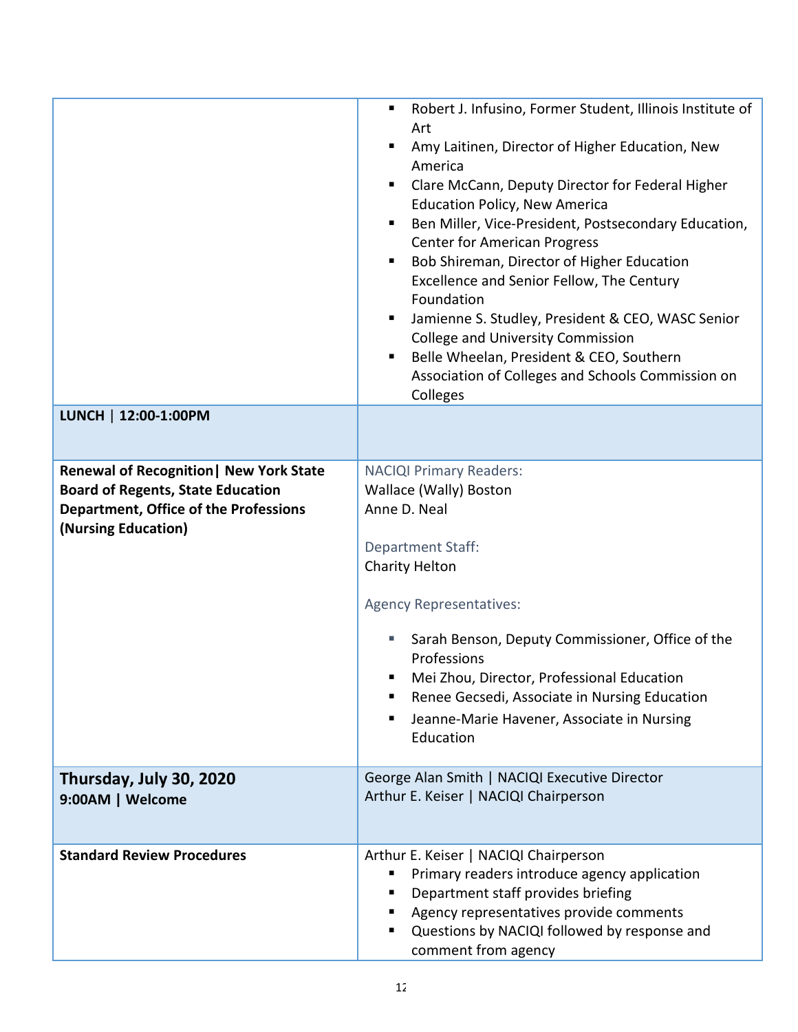| | |
|---|---|
| | ▪ Robert J. Infusino, Former Student, Illinois Institute of Art<br>▪ Amy Laitinen, Director of Higher Education, New America<br>▪ Clare McCann, Deputy Director for Federal Higher Education Policy, New America<br>▪ Ben Miller, Vice-President, Postsecondary Education, Center for American Progress<br>▪ Bob Shireman, Director of Higher Education Excellence and Senior Fellow, The Century Foundation<br>▪ Jamienne S. Studley, President & CEO, WASC Senior College and University Commission<br>▪ Belle Wheelan, President & CEO, Southern Association of Colleges and Schools Commission on Colleges |
| **LUNCH \| 12:00-1:00PM** | |
| **Renewal of Recognition\| New York State Board of Regents, State Education Department, Office of the Professions (Nursing Education)** | NACIQI Primary Readers:<br>Wallace (Wally) Boston<br>Anne D. Neal<br><br>Department Staff:<br>Charity Helton<br><br>Agency Representatives:<br>▪ Sarah Benson, Deputy Commissioner, Office of the Professions<br>▪ Mei Zhou, Director, Professional Education<br>▪ Renee Gecsedi, Associate in Nursing Education<br>▪ Jeanne-Marie Havener, Associate in Nursing Education |
| **Thursday, July 30, 2020**<br>**9:00AM \| Welcome** | George Alan Smith \| NACIQI Executive Director<br>Arthur E. Keiser \| NACIQI Chairperson |
| **Standard Review Procedures** | Arthur E. Keiser \| NACIQI Chairperson<br>▪ Primary readers introduce agency application<br>▪ Department staff provides briefing<br>▪ Agency representatives provide comments<br>▪ Questions by NACIQI followed by response and comment from agency |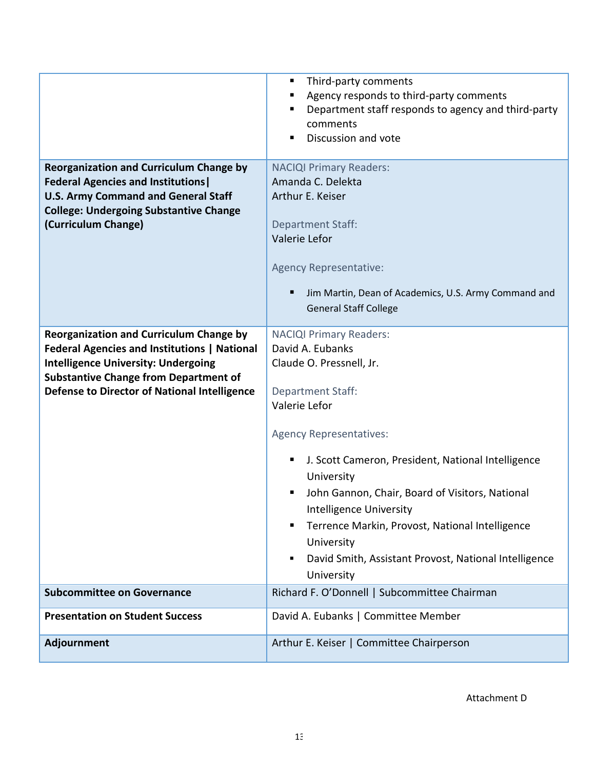| | |
|---|---|
| | ▪ Third-party comments<br>▪ Agency responds to third-party comments<br>▪ Department staff responds to agency and third-party comments<br>▪ Discussion and vote |
| **Reorganization and Curriculum Change by Federal Agencies and Institutions\|<br>U.S. Army Command and General Staff College: Undergoing Substantive Change (Curriculum Change)** | NACIQI Primary Readers:<br>Amanda C. Delekta<br>Arthur E. Keiser<br><br>Department Staff:<br>Valerie Lefor<br><br>Agency Representative:<br>▪ Jim Martin, Dean of Academics, U.S. Army Command and General Staff College |
| **Reorganization and Curriculum Change by Federal Agencies and Institutions \| National Intelligence University: Undergoing Substantive Change from Department of Defense to Director of National Intelligence** | NACIQI Primary Readers:<br>David A. Eubanks<br>Claude O. Pressnell, Jr.<br><br>Department Staff:<br>Valerie Lefor<br><br>Agency Representatives:<br>▪ J. Scott Cameron, President, National Intelligence University<br>▪ John Gannon, Chair, Board of Visitors, National Intelligence University<br>▪ Terrence Markin, Provost, National Intelligence University<br>▪ David Smith, Assistant Provost, National Intelligence University |
| **Subcommittee on Governance** | Richard F. O'Donnell \| Subcommittee Chairman |
| **Presentation on Student Success** | David A. Eubanks \| Committee Member |
| **Adjournment** | Arthur E. Keiser \| Committee Chairperson |

Attachment D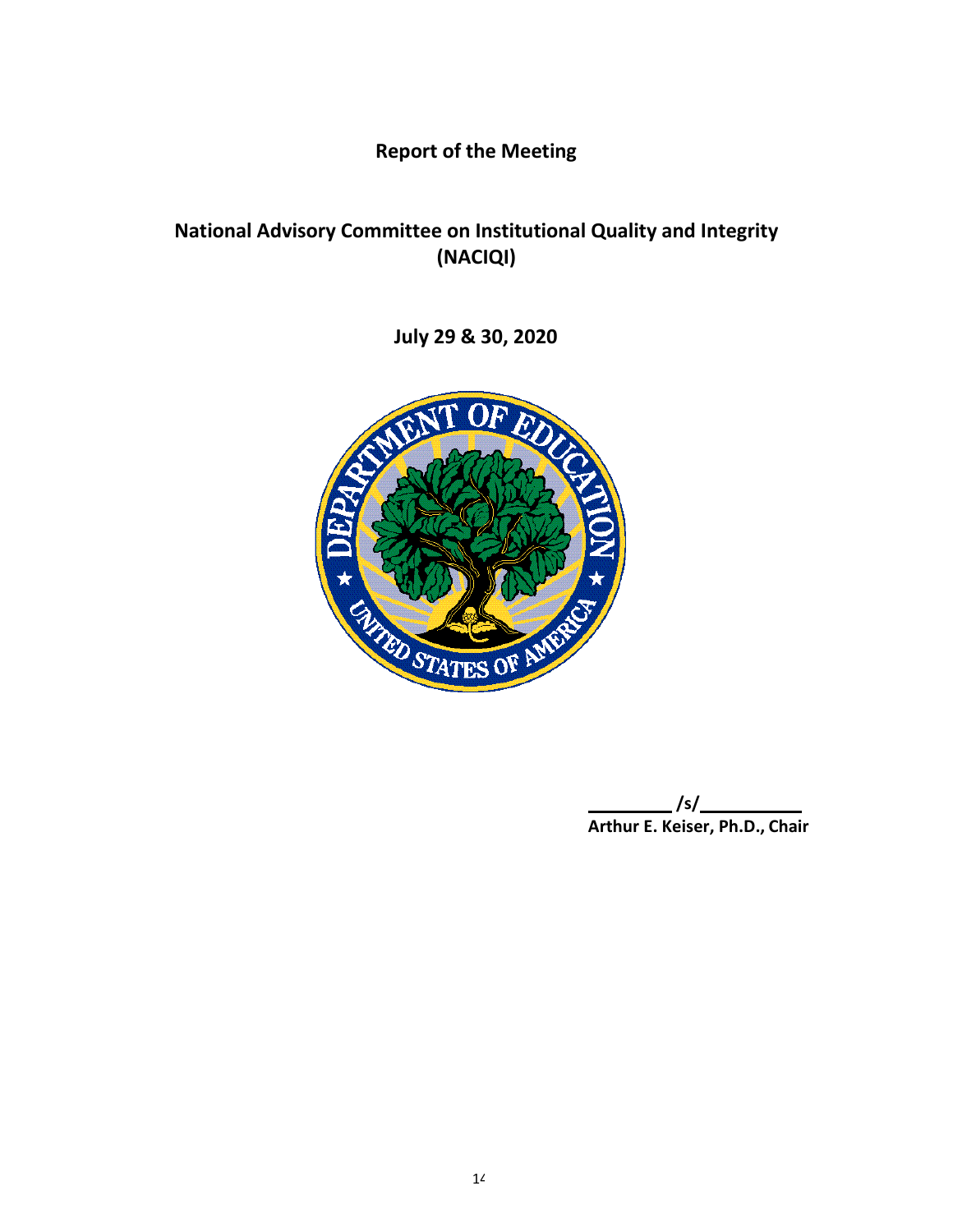# Report of the Meeting

## National Advisory Committee on Institutional Quality and Integrity (NACIQI)

## July 29 & 30, 2020

/s/

**Arthur E. Keiser, Ph.D., Chair**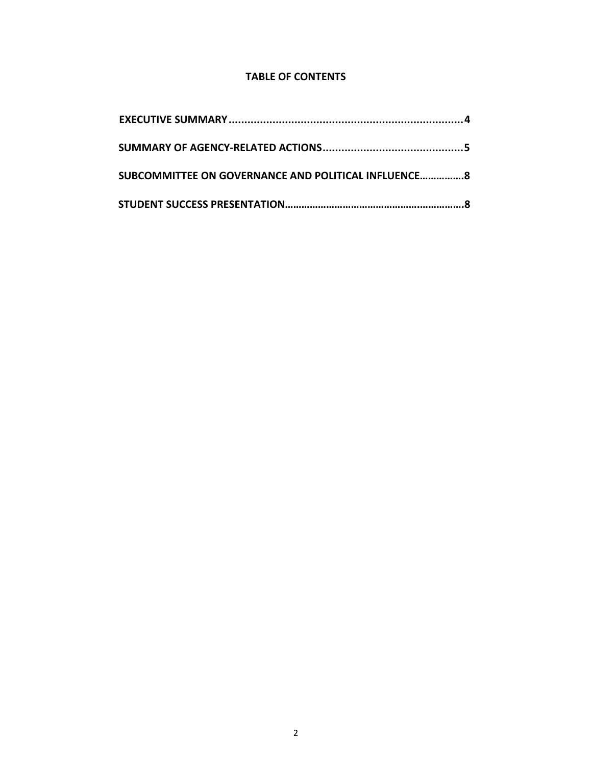**TABLE OF CONTENTS**

**EXECUTIVE SUMMARY..........................................................................4**

**SUMMARY OF AGENCY-RELATED ACTIONS............................................5**

**SUBCOMMITTEE ON GOVERNANCE AND POLITICAL INFLUENCE…………….8**

**STUDENT SUCCESS PRESENTATION………………………………………….……………….8**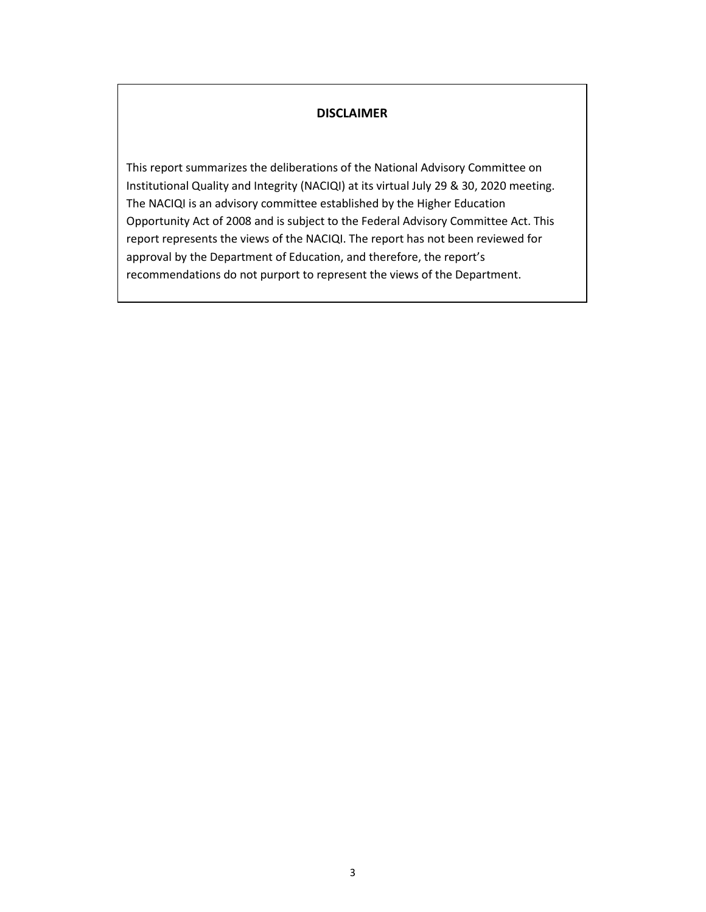**DISCLAIMER**

This report summarizes the deliberations of the National Advisory Committee on Institutional Quality and Integrity (NACIQI) at its virtual July 29 & 30, 2020 meeting. The NACIQI is an advisory committee established by the Higher Education Opportunity Act of 2008 and is subject to the Federal Advisory Committee Act. This report represents the views of the NACIQI. The report has not been reviewed for approval by the Department of Education, and therefore, the report's recommendations do not purport to represent the views of the Department.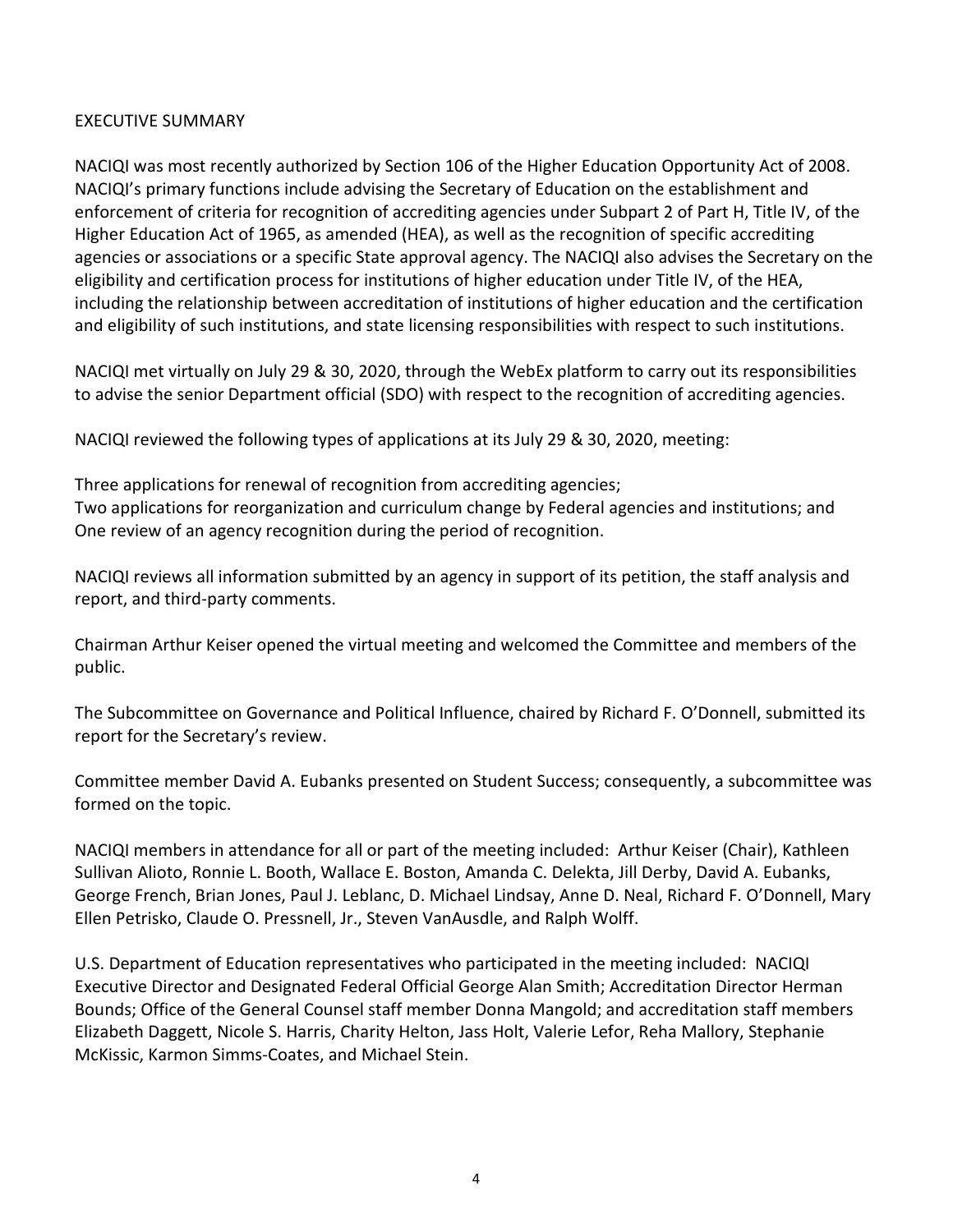## EXECUTIVE SUMMARY

NACIQI was most recently authorized by Section 106 of the Higher Education Opportunity Act of 2008. NACIQI's primary functions include advising the Secretary of Education on the establishment and enforcement of criteria for recognition of accrediting agencies under Subpart 2 of Part H, Title IV, of the Higher Education Act of 1965, as amended (HEA), as well as the recognition of specific accrediting agencies or associations or a specific State approval agency. The NACIQI also advises the Secretary on the eligibility and certification process for institutions of higher education under Title IV, of the HEA, including the relationship between accreditation of institutions of higher education and the certification and eligibility of such institutions, and state licensing responsibilities with respect to such institutions.

NACIQI met virtually on July 29 & 30, 2020, through the WebEx platform to carry out its responsibilities to advise the senior Department official (SDO) with respect to the recognition of accrediting agencies.

NACIQI reviewed the following types of applications at its July 29 & 30, 2020, meeting:

Three applications for renewal of recognition from accrediting agencies;
Two applications for reorganization and curriculum change by Federal agencies and institutions; and
One review of an agency recognition during the period of recognition.

NACIQI reviews all information submitted by an agency in support of its petition, the staff analysis and report, and third-party comments.

Chairman Arthur Keiser opened the virtual meeting and welcomed the Committee and members of the public.

The Subcommittee on Governance and Political Influence, chaired by Richard F. O'Donnell, submitted its report for the Secretary's review.

Committee member David A. Eubanks presented on Student Success; consequently, a subcommittee was formed on the topic.

NACIQI members in attendance for all or part of the meeting included: Arthur Keiser (Chair), Kathleen Sullivan Alioto, Ronnie L. Booth, Wallace E. Boston, Amanda C. Delekta, Jill Derby, David A. Eubanks, George French, Brian Jones, Paul J. Leblanc, D. Michael Lindsay, Anne D. Neal, Richard F. O'Donnell, Mary Ellen Petrisko, Claude O. Pressnell, Jr., Steven VanAusdle, and Ralph Wolff.

U.S. Department of Education representatives who participated in the meeting included: NACIQI Executive Director and Designated Federal Official George Alan Smith; Accreditation Director Herman Bounds; Office of the General Counsel staff member Donna Mangold; and accreditation staff members Elizabeth Daggett, Nicole S. Harris, Charity Helton, Jass Holt, Valerie Lefor, Reha Mallory, Stephanie McKissic, Karmon Simms-Coates, and Michael Stein.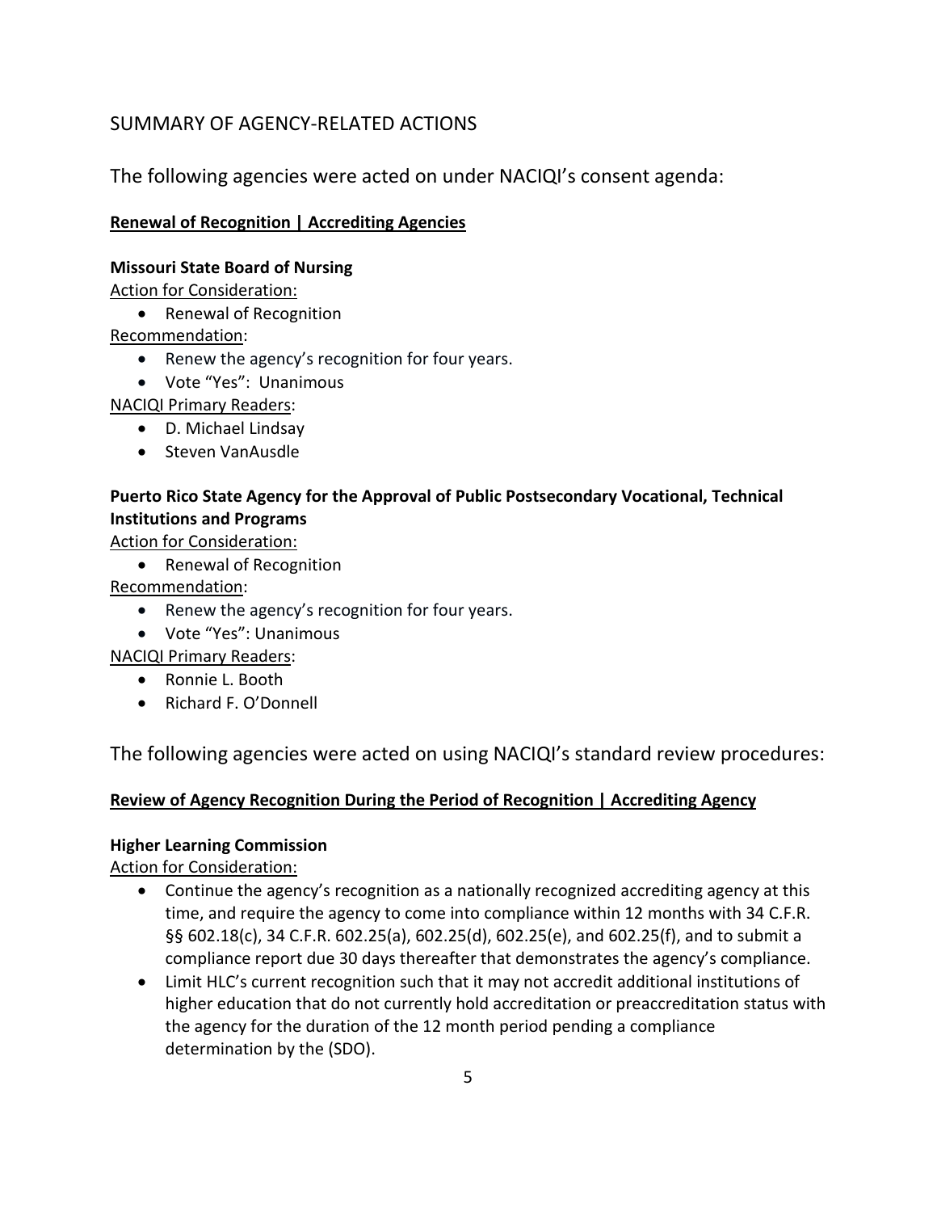## SUMMARY OF AGENCY-RELATED ACTIONS

### The following agencies were acted on under NACIQI's consent agenda:

**Renewal of Recognition | Accrediting Agencies**

**Missouri State Board of Nursing**

Action for Consideration:

- Renewal of Recognition

Recommendation:

- Renew the agency's recognition for four years.
- Vote "Yes": Unanimous

NACIQI Primary Readers:

- D. Michael Lindsay
- Steven VanAusdle

**Puerto Rico State Agency for the Approval of Public Postsecondary Vocational, Technical Institutions and Programs**

Action for Consideration:

- Renewal of Recognition

Recommendation:

- Renew the agency's recognition for four years.
- Vote "Yes": Unanimous

NACIQI Primary Readers:

- Ronnie L. Booth
- Richard F. O'Donnell

### The following agencies were acted on using NACIQI's standard review procedures:

**Review of Agency Recognition During the Period of Recognition | Accrediting Agency**

**Higher Learning Commission**

Action for Consideration:

- Continue the agency's recognition as a nationally recognized accrediting agency at this time, and require the agency to come into compliance within 12 months with 34 C.F.R. §§ 602.18(c), 34 C.F.R. 602.25(a), 602.25(d), 602.25(e), and 602.25(f), and to submit a compliance report due 30 days thereafter that demonstrates the agency's compliance.
- Limit HLC's current recognition such that it may not accredit additional institutions of higher education that do not currently hold accreditation or preaccreditation status with the agency for the duration of the 12 month period pending a compliance determination by the (SDO).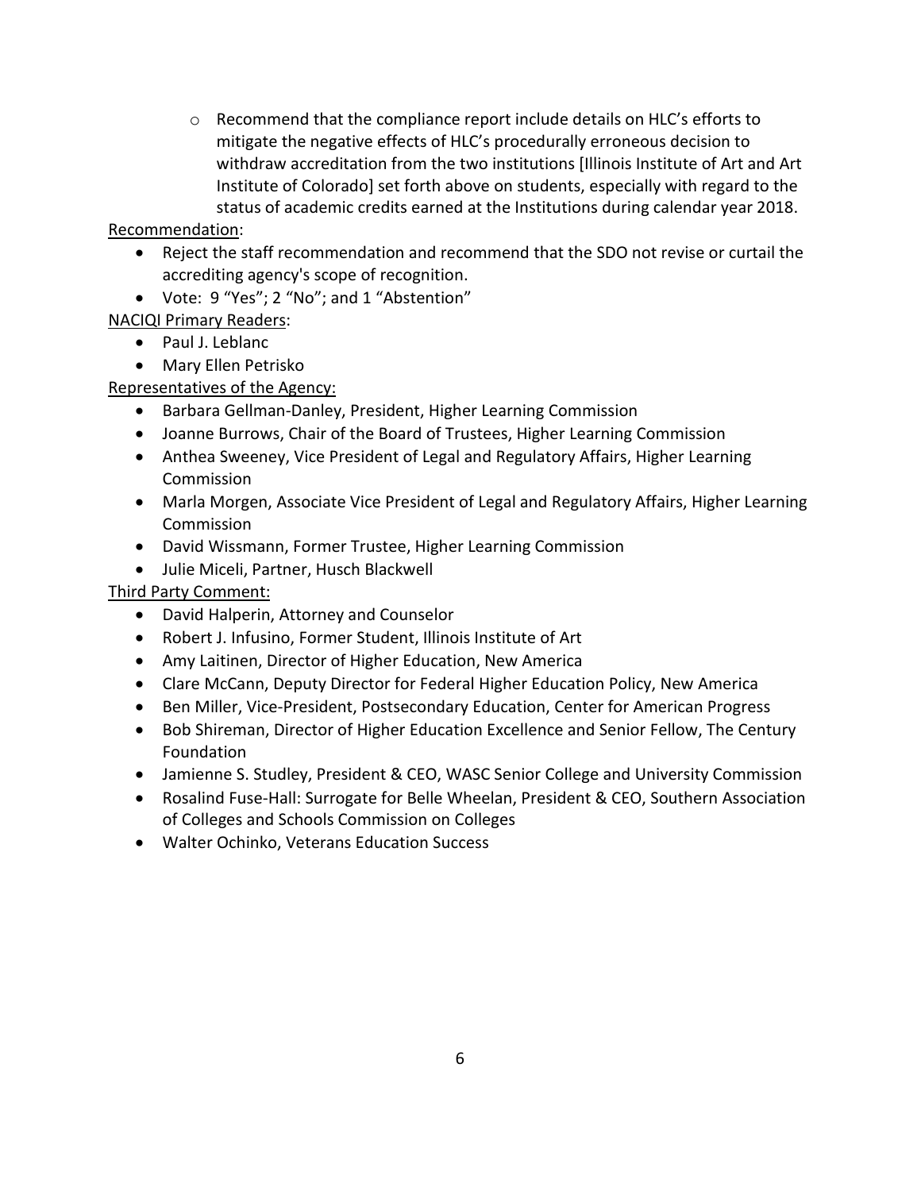- Recommend that the compliance report include details on HLC's efforts to mitigate the negative effects of HLC's procedurally erroneous decision to withdraw accreditation from the two institutions [Illinois Institute of Art and Art Institute of Colorado] set forth above on students, especially with regard to the status of academic credits earned at the Institutions during calendar year 2018.

Recommendation:

- Reject the staff recommendation and recommend that the SDO not revise or curtail the accrediting agency's scope of recognition.
- Vote: 9 "Yes"; 2 "No"; and 1 "Abstention"

NACIQI Primary Readers:

- Paul J. Leblanc
- Mary Ellen Petrisko

Representatives of the Agency:

- Barbara Gellman-Danley, President, Higher Learning Commission
- Joanne Burrows, Chair of the Board of Trustees, Higher Learning Commission
- Anthea Sweeney, Vice President of Legal and Regulatory Affairs, Higher Learning Commission
- Marla Morgen, Associate Vice President of Legal and Regulatory Affairs, Higher Learning Commission
- David Wissmann, Former Trustee, Higher Learning Commission
- Julie Miceli, Partner, Husch Blackwell

Third Party Comment:

- David Halperin, Attorney and Counselor
- Robert J. Infusino, Former Student, Illinois Institute of Art
- Amy Laitinen, Director of Higher Education, New America
- Clare McCann, Deputy Director for Federal Higher Education Policy, New America
- Ben Miller, Vice-President, Postsecondary Education, Center for American Progress
- Bob Shireman, Director of Higher Education Excellence and Senior Fellow, The Century Foundation
- Jamienne S. Studley, President & CEO, WASC Senior College and University Commission
- Rosalind Fuse-Hall: Surrogate for Belle Wheelan, President & CEO, Southern Association of Colleges and Schools Commission on Colleges
- Walter Ochinko, Veterans Education Success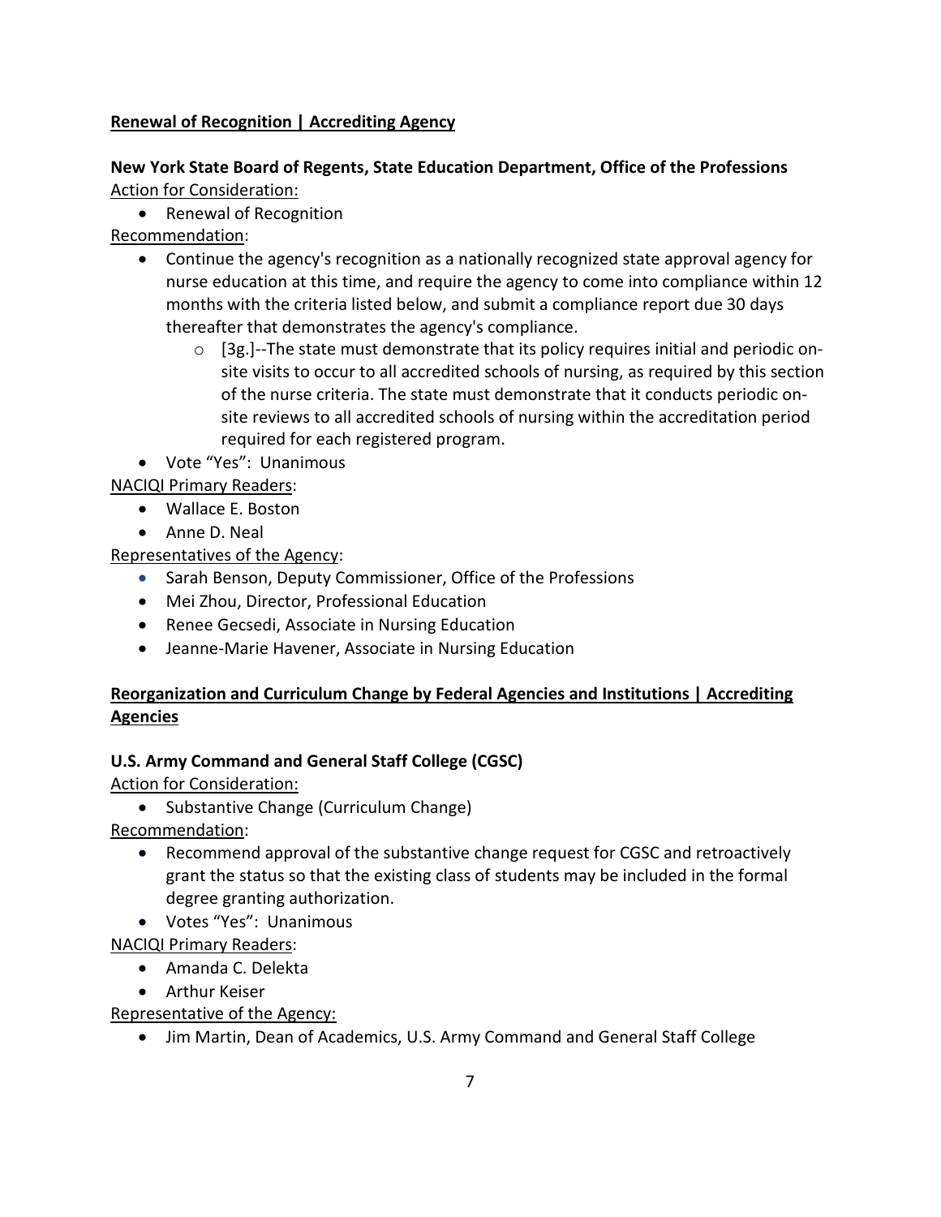**<u>Renewal of Recognition | Accrediting Agency</u>**

**New York State Board of Regents, State Education Department, Office of the Professions**

<u>Action for Consideration:</u>

- Renewal of Recognition

<u>Recommendation</u>:

- Continue the agency's recognition as a nationally recognized state approval agency for nurse education at this time, and require the agency to come into compliance within 12 months with the criteria listed below, and submit a compliance report due 30 days thereafter that demonstrates the agency's compliance.
    - [3g.]--The state must demonstrate that its policy requires initial and periodic on-site visits to occur to all accredited schools of nursing, as required by this section of the nurse criteria. The state must demonstrate that it conducts periodic on-site reviews to all accredited schools of nursing within the accreditation period required for each registered program.
- Vote "Yes": Unanimous

<u>NACIQI Primary Readers</u>:

- Wallace E. Boston
- Anne D. Neal

<u>Representatives of the Agency</u>:

- Sarah Benson, Deputy Commissioner, Office of the Professions
- Mei Zhou, Director, Professional Education
- Renee Gecsedi, Associate in Nursing Education
- Jeanne-Marie Havener, Associate in Nursing Education

**<u>Reorganization and Curriculum Change by Federal Agencies and Institutions | Accrediting Agencies</u>**

**U.S. Army Command and General Staff College (CGSC)**

<u>Action for Consideration:</u>

- Substantive Change (Curriculum Change)

<u>Recommendation</u>:

- Recommend approval of the substantive change request for CGSC and retroactively grant the status so that the existing class of students may be included in the formal degree granting authorization.
- Votes "Yes": Unanimous

<u>NACIQI Primary Readers</u>:

- Amanda C. Delekta
- Arthur Keiser

<u>Representative of the Agency:</u>

- Jim Martin, Dean of Academics, U.S. Army Command and General Staff College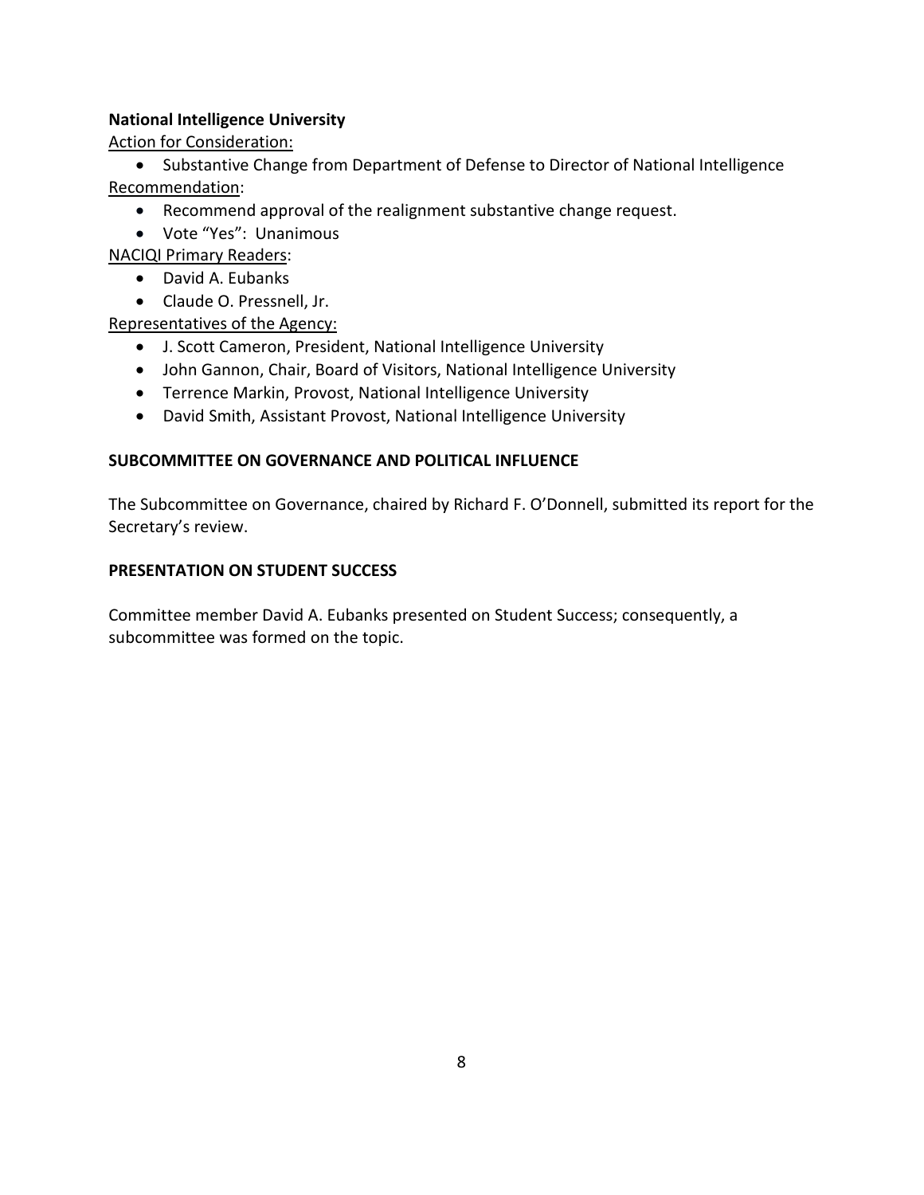**National Intelligence University**

Action for Consideration:

- Substantive Change from Department of Defense to Director of National Intelligence

Recommendation:

- Recommend approval of the realignment substantive change request.
- Vote "Yes": Unanimous

NACIQI Primary Readers:

- David A. Eubanks
- Claude O. Pressnell, Jr.

Representatives of the Agency:

- J. Scott Cameron, President, National Intelligence University
- John Gannon, Chair, Board of Visitors, National Intelligence University
- Terrence Markin, Provost, National Intelligence University
- David Smith, Assistant Provost, National Intelligence University

**SUBCOMMITTEE ON GOVERNANCE AND POLITICAL INFLUENCE**

The Subcommittee on Governance, chaired by Richard F. O'Donnell, submitted its report for the Secretary's review.

**PRESENTATION ON STUDENT SUCCESS**

Committee member David A. Eubanks presented on Student Success; consequently, a subcommittee was formed on the topic.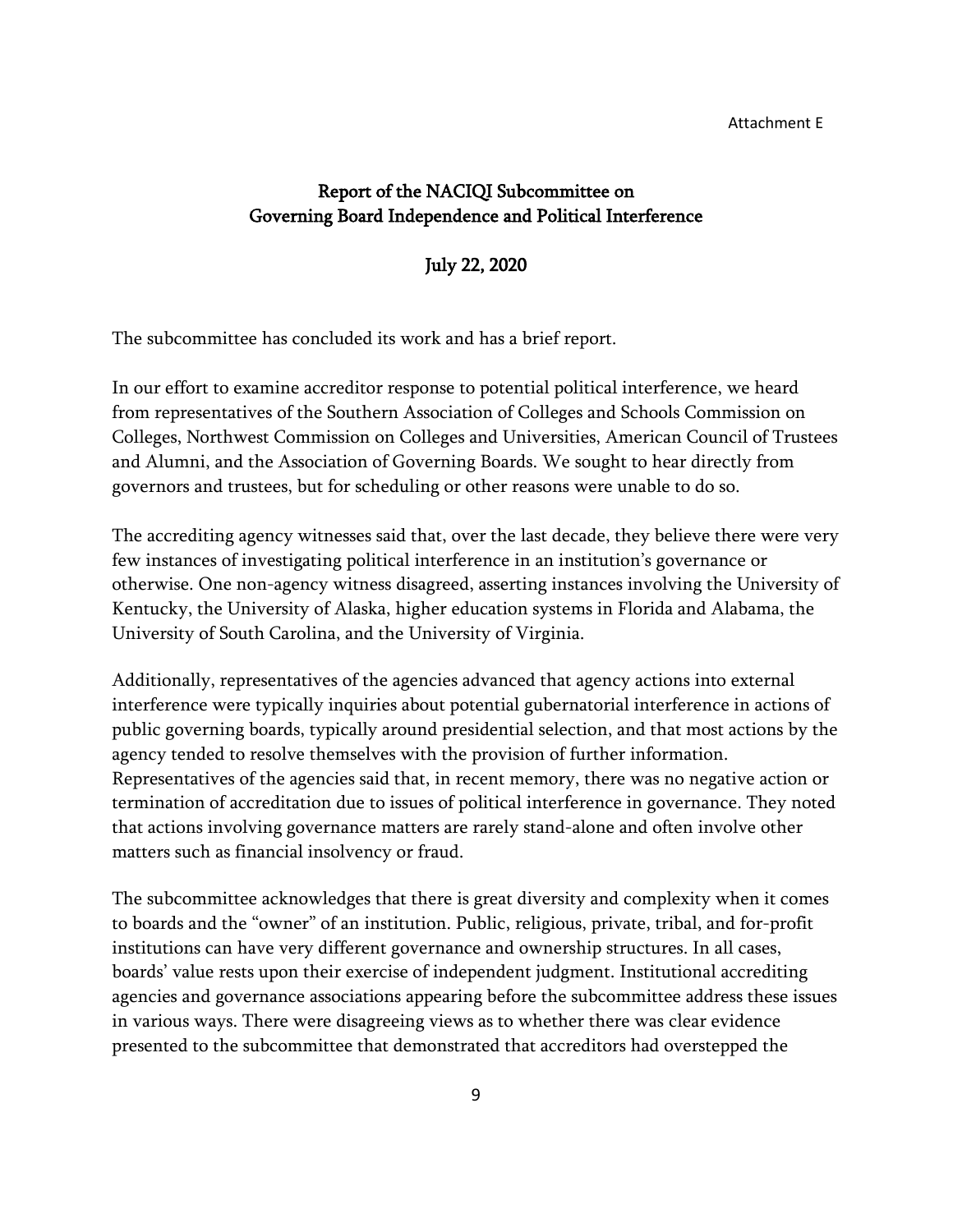Attachment E

# Report of the NACIQI Subcommittee on Governing Board Independence and Political Interference

## July 22, 2020

The subcommittee has concluded its work and has a brief report.

In our effort to examine accreditor response to potential political interference, we heard from representatives of the Southern Association of Colleges and Schools Commission on Colleges, Northwest Commission on Colleges and Universities, American Council of Trustees and Alumni, and the Association of Governing Boards. We sought to hear directly from governors and trustees, but for scheduling or other reasons were unable to do so.

The accrediting agency witnesses said that, over the last decade, they believe there were very few instances of investigating political interference in an institution's governance or otherwise. One non-agency witness disagreed, asserting instances involving the University of Kentucky, the University of Alaska, higher education systems in Florida and Alabama, the University of South Carolina, and the University of Virginia.

Additionally, representatives of the agencies advanced that agency actions into external interference were typically inquiries about potential gubernatorial interference in actions of public governing boards, typically around presidential selection, and that most actions by the agency tended to resolve themselves with the provision of further information. Representatives of the agencies said that, in recent memory, there was no negative action or termination of accreditation due to issues of political interference in governance. They noted that actions involving governance matters are rarely stand-alone and often involve other matters such as financial insolvency or fraud.

The subcommittee acknowledges that there is great diversity and complexity when it comes to boards and the "owner" of an institution. Public, religious, private, tribal, and for-profit institutions can have very different governance and ownership structures. In all cases, boards' value rests upon their exercise of independent judgment. Institutional accrediting agencies and governance associations appearing before the subcommittee address these issues in various ways. There were disagreeing views as to whether there was clear evidence presented to the subcommittee that demonstrated that accreditors had overstepped the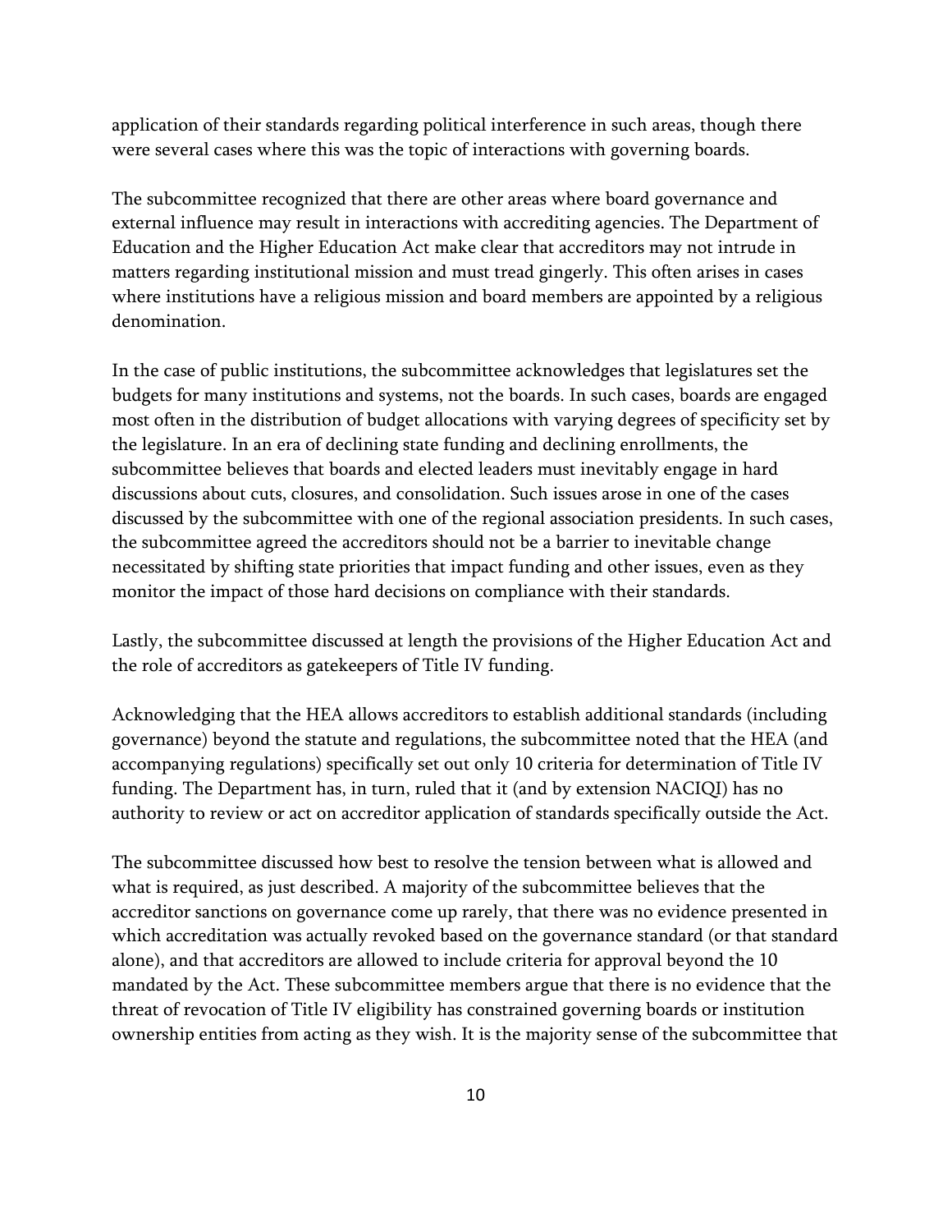application of their standards regarding political interference in such areas, though there were several cases where this was the topic of interactions with governing boards.

The subcommittee recognized that there are other areas where board governance and external influence may result in interactions with accrediting agencies. The Department of Education and the Higher Education Act make clear that accreditors may not intrude in matters regarding institutional mission and must tread gingerly. This often arises in cases where institutions have a religious mission and board members are appointed by a religious denomination.

In the case of public institutions, the subcommittee acknowledges that legislatures set the budgets for many institutions and systems, not the boards. In such cases, boards are engaged most often in the distribution of budget allocations with varying degrees of specificity set by the legislature. In an era of declining state funding and declining enrollments, the subcommittee believes that boards and elected leaders must inevitably engage in hard discussions about cuts, closures, and consolidation. Such issues arose in one of the cases discussed by the subcommittee with one of the regional association presidents. In such cases, the subcommittee agreed the accreditors should not be a barrier to inevitable change necessitated by shifting state priorities that impact funding and other issues, even as they monitor the impact of those hard decisions on compliance with their standards.

Lastly, the subcommittee discussed at length the provisions of the Higher Education Act and the role of accreditors as gatekeepers of Title IV funding.

Acknowledging that the HEA allows accreditors to establish additional standards (including governance) beyond the statute and regulations, the subcommittee noted that the HEA (and accompanying regulations) specifically set out only 10 criteria for determination of Title IV funding. The Department has, in turn, ruled that it (and by extension NACIQI) has no authority to review or act on accreditor application of standards specifically outside the Act.

The subcommittee discussed how best to resolve the tension between what is allowed and what is required, as just described. A majority of the subcommittee believes that the accreditor sanctions on governance come up rarely, that there was no evidence presented in which accreditation was actually revoked based on the governance standard (or that standard alone), and that accreditors are allowed to include criteria for approval beyond the 10 mandated by the Act. These subcommittee members argue that there is no evidence that the threat of revocation of Title IV eligibility has constrained governing boards or institution ownership entities from acting as they wish. It is the majority sense of the subcommittee that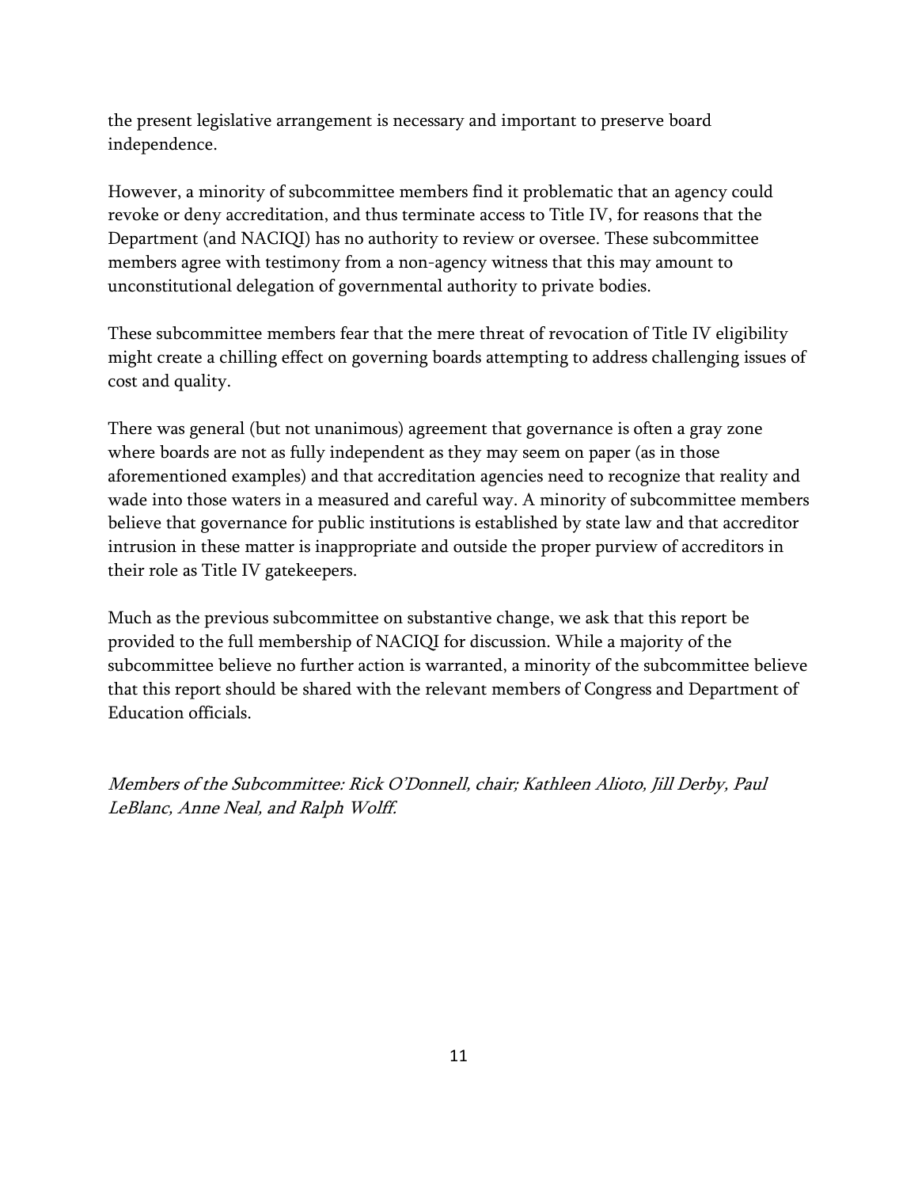the present legislative arrangement is necessary and important to preserve board independence.

However, a minority of subcommittee members find it problematic that an agency could revoke or deny accreditation, and thus terminate access to Title IV, for reasons that the Department (and NACIQI) has no authority to review or oversee. These subcommittee members agree with testimony from a non-agency witness that this may amount to unconstitutional delegation of governmental authority to private bodies.

These subcommittee members fear that the mere threat of revocation of Title IV eligibility might create a chilling effect on governing boards attempting to address challenging issues of cost and quality.

There was general (but not unanimous) agreement that governance is often a gray zone where boards are not as fully independent as they may seem on paper (as in those aforementioned examples) and that accreditation agencies need to recognize that reality and wade into those waters in a measured and careful way. A minority of subcommittee members believe that governance for public institutions is established by state law and that accreditor intrusion in these matter is inappropriate and outside the proper purview of accreditors in their role as Title IV gatekeepers.

Much as the previous subcommittee on substantive change, we ask that this report be provided to the full membership of NACIQI for discussion. While a majority of the subcommittee believe no further action is warranted, a minority of the subcommittee believe that this report should be shared with the relevant members of Congress and Department of Education officials.

*Members of the Subcommittee: Rick O'Donnell, chair; Kathleen Alioto, Jill Derby, Paul LeBlanc, Anne Neal, and Ralph Wolff.*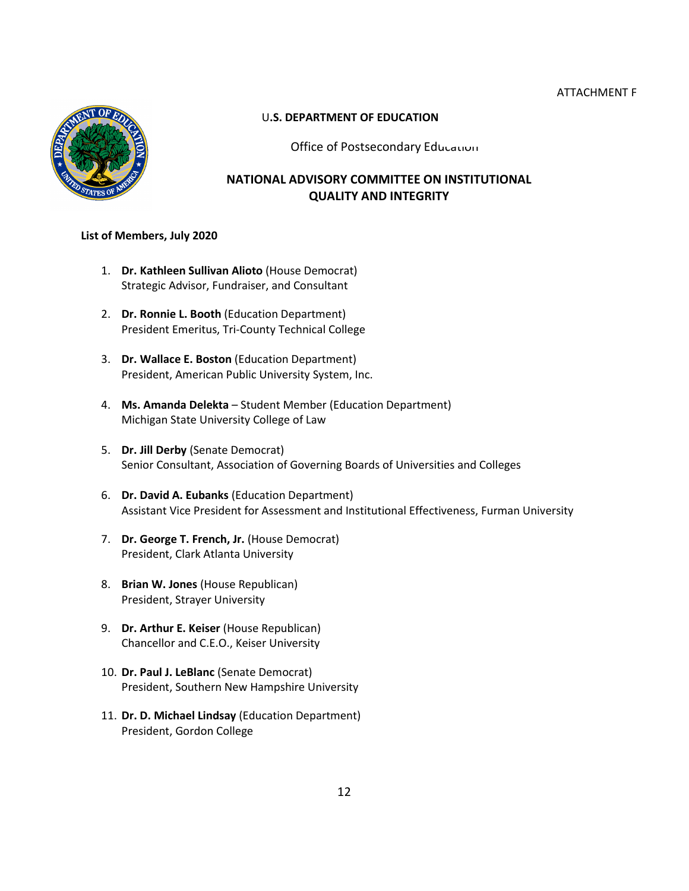ATTACHMENT F

**U.S. DEPARTMENT OF EDUCATION**

Office of Postsecondary Education

## NATIONAL ADVISORY COMMITTEE ON INSTITUTIONAL QUALITY AND INTEGRITY

**List of Members, July 2020**

1. **Dr. Kathleen Sullivan Alioto** (House Democrat)
   Strategic Advisor, Fundraiser, and Consultant

2. **Dr. Ronnie L. Booth** (Education Department)
   President Emeritus, Tri-County Technical College

3. **Dr. Wallace E. Boston** (Education Department)
   President, American Public University System, Inc.

4. **Ms. Amanda Delekta** – Student Member (Education Department)
   Michigan State University College of Law

5. **Dr. Jill Derby** (Senate Democrat)
   Senior Consultant, Association of Governing Boards of Universities and Colleges

6. **Dr. David A. Eubanks** (Education Department)
   Assistant Vice President for Assessment and Institutional Effectiveness, Furman University

7. **Dr. George T. French, Jr.** (House Democrat)
   President, Clark Atlanta University

8. **Brian W. Jones** (House Republican)
   President, Strayer University

9. **Dr. Arthur E. Keiser** (House Republican)
   Chancellor and C.E.O., Keiser University

10. **Dr. Paul J. LeBlanc** (Senate Democrat)
    President, Southern New Hampshire University

11. **Dr. D. Michael Lindsay** (Education Department)
    President, Gordon College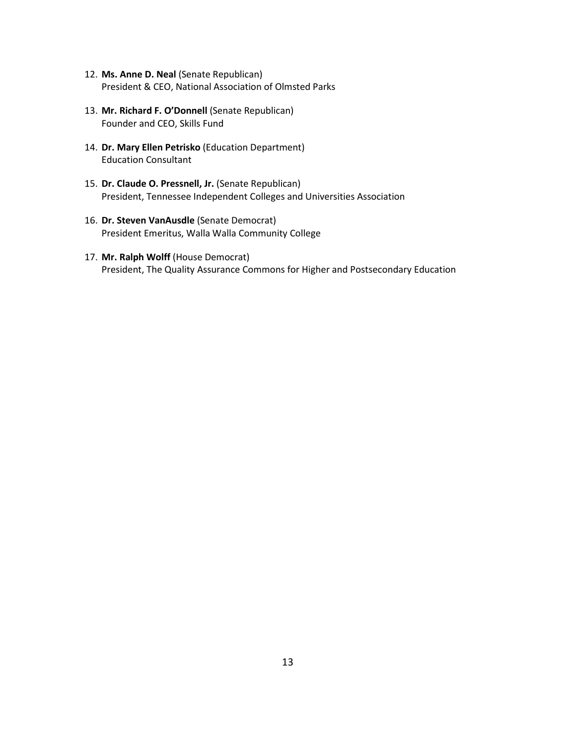12. **Ms. Anne D. Neal** (Senate Republican)
    President & CEO, National Association of Olmsted Parks

13. **Mr. Richard F. O'Donnell** (Senate Republican)
    Founder and CEO, Skills Fund

14. **Dr. Mary Ellen Petrisko** (Education Department)
    Education Consultant

15. **Dr. Claude O. Pressnell, Jr.** (Senate Republican)
    President, Tennessee Independent Colleges and Universities Association

16. **Dr. Steven VanAusdle** (Senate Democrat)
    President Emeritus, Walla Walla Community College

17. **Mr. Ralph Wolff** (House Democrat)
    President, The Quality Assurance Commons for Higher and Postsecondary Education